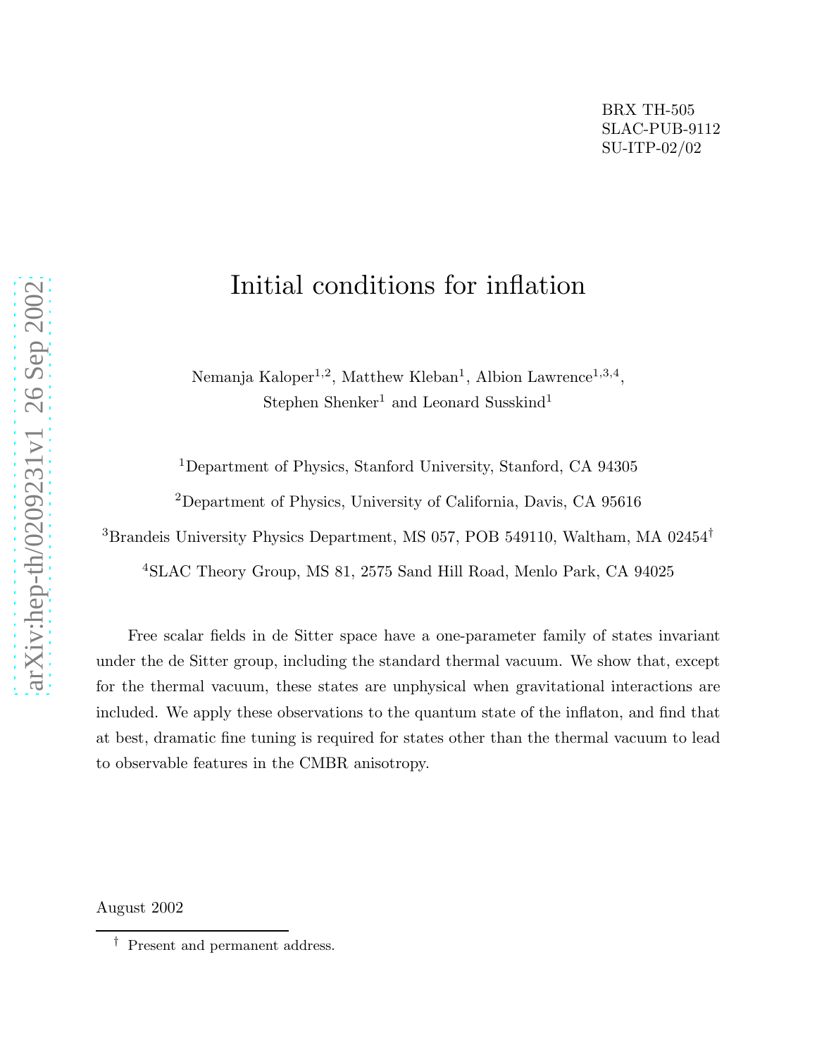BRX TH-505
SLAC-PUB-9112
SU-ITP-02/02

# Initial conditions for inflation

Nemanja Kaloper[1,2], Matthew Kleban[1], Albion Lawrence[1,3,4], Stephen Shenker[1] and Leonard Susskind[1]

[1]Department of Physics, Stanford University, Stanford, CA 94305

[2]Department of Physics, University of California, Davis, CA 95616

[3]Brandeis University Physics Department, MS 057, POB 549110, Waltham, MA 02454[†]

[4]SLAC Theory Group, MS 81, 2575 Sand Hill Road, Menlo Park, CA 94025

Free scalar fields in de Sitter space have a one-parameter family of states invariant under the de Sitter group, including the standard thermal vacuum. We show that, except for the thermal vacuum, these states are unphysical when gravitational interactions are included. We apply these observations to the quantum state of the inflaton, and find that at best, dramatic fine tuning is required for states other than the thermal vacuum to lead to observable features in the CMBR anisotropy.

August 2002

[†] Present and permanent address.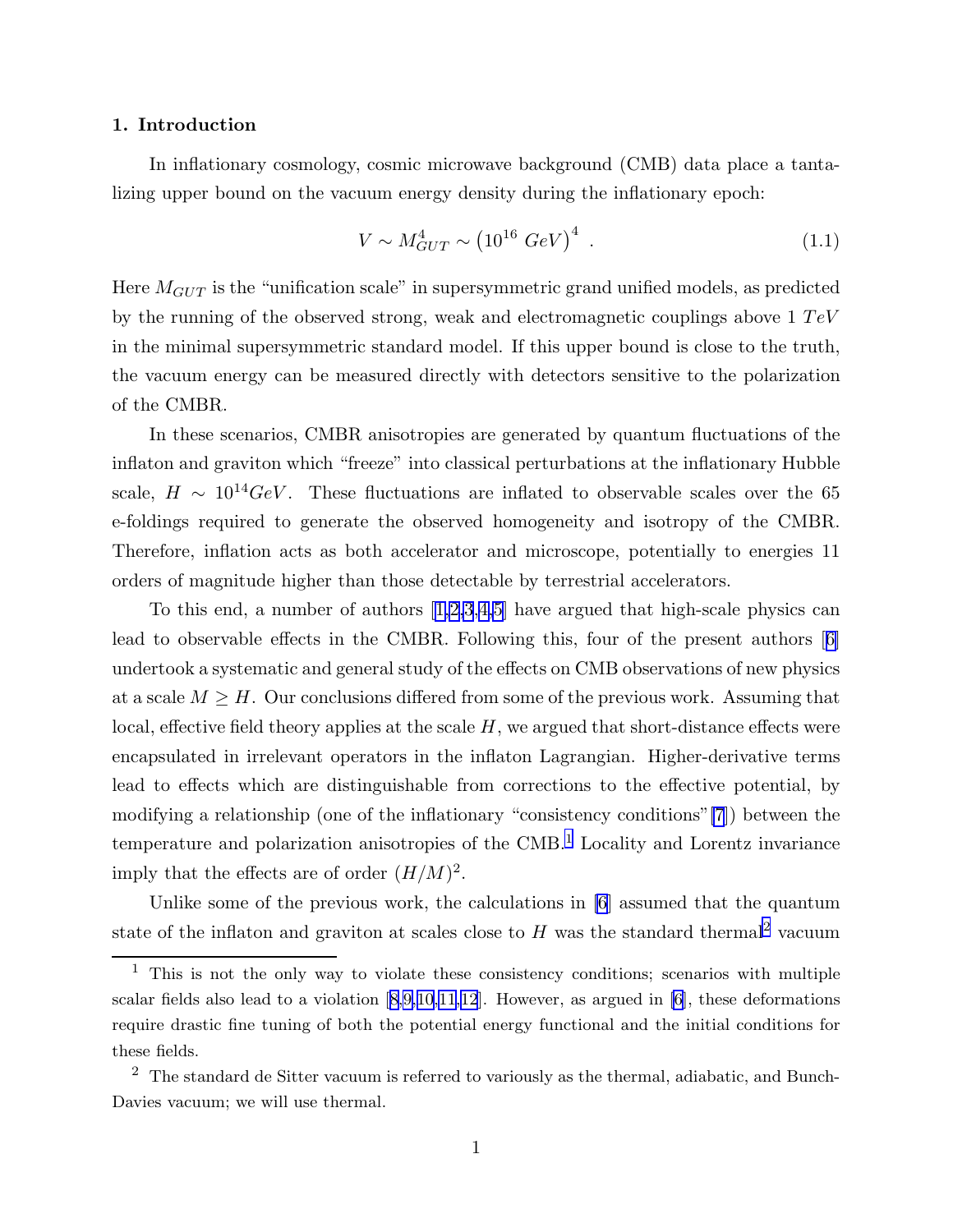## 1. Introduction

In inflationary cosmology, cosmic microwave background (CMB) data place a tantalizing upper bound on the vacuum energy density during the inflationary epoch:

$$V \sim M_{GUT}^4 \sim \left(10^{16}\ GeV\right)^4 \ . \tag{1.1}$$

Here $M_{GUT}$ is the "unification scale" in supersymmetric grand unified models, as predicted by the running of the observed strong, weak and electromagnetic couplings above 1 $TeV$ in the minimal supersymmetric standard model. If this upper bound is close to the truth, the vacuum energy can be measured directly with detectors sensitive to the polarization of the CMBR.

In these scenarios, CMBR anisotropies are generated by quantum fluctuations of the inflaton and graviton which "freeze" into classical perturbations at the inflationary Hubble scale, $H \sim 10^{14} GeV$. These fluctuations are inflated to observable scales over the 65 e-foldings required to generate the observed homogeneity and isotropy of the CMBR. Therefore, inflation acts as both accelerator and microscope, potentially to energies 11 orders of magnitude higher than those detectable by terrestrial accelerators.

To this end, a number of authors [1,2,3,4,5] have argued that high-scale physics can lead to observable effects in the CMBR. Following this, four of the present authors [6] undertook a systematic and general study of the effects on CMB observations of new physics at a scale $M \geq H$. Our conclusions differed from some of the previous work. Assuming that local, effective field theory applies at the scale $H$, we argued that short-distance effects were encapsulated in irrelevant operators in the inflaton Lagrangian. Higher-derivative terms lead to effects which are distinguishable from corrections to the effective potential, by modifying a relationship (one of the inflationary "consistency conditions" [7]) between the temperature and polarization anisotropies of the CMB.[1] Locality and Lorentz invariance imply that the effects are of order $(H/M)^2$.

Unlike some of the previous work, the calculations in [6] assumed that the quantum state of the inflaton and graviton at scales close to $H$ was the standard thermal[2] vacuum

[1] This is not the only way to violate these consistency conditions; scenarios with multiple scalar fields also lead to a violation [8,9,10,11,12]. However, as argued in [6], these deformations require drastic fine tuning of both the potential energy functional and the initial conditions for these fields.

[2] The standard de Sitter vacuum is referred to variously as the thermal, adiabatic, and Bunch-Davies vacuum; we will use thermal.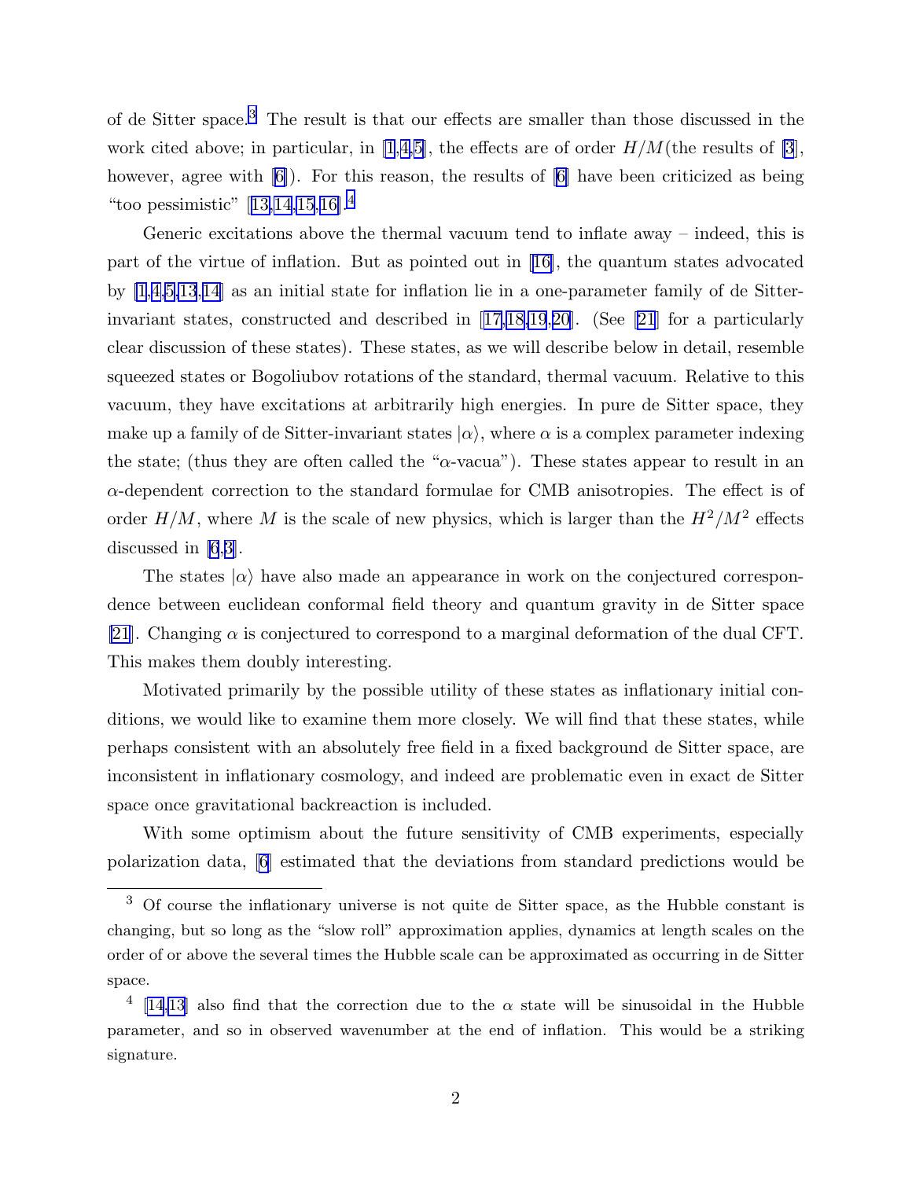of de Sitter space.[3] The result is that our effects are smaller than those discussed in the work cited above; in particular, in [1,4,5], the effects are of order $H/M$(the results of [3], however, agree with [6]). For this reason, the results of [6] have been criticized as being "too pessimistic" [13,14,15,16].[4]

Generic excitations above the thermal vacuum tend to inflate away – indeed, this is part of the virtue of inflation. But as pointed out in [16], the quantum states advocated by [1,4,5,13,14] as an initial state for inflation lie in a one-parameter family of de Sitter-invariant states, constructed and described in [17,18,19,20]. (See [21] for a particularly clear discussion of these states). These states, as we will describe below in detail, resemble squeezed states or Bogoliubov rotations of the standard, thermal vacuum. Relative to this vacuum, they have excitations at arbitrarily high energies. In pure de Sitter space, they make up a family of de Sitter-invariant states $|\alpha\rangle$, where $\alpha$ is a complex parameter indexing the state; (thus they are often called the "$\alpha$-vacua"). These states appear to result in an $\alpha$-dependent correction to the standard formulae for CMB anisotropies. The effect is of order $H/M$, where $M$ is the scale of new physics, which is larger than the $H^2/M^2$ effects discussed in [6,3].

The states $|\alpha\rangle$ have also made an appearance in work on the conjectured correspondence between euclidean conformal field theory and quantum gravity in de Sitter space [21]. Changing $\alpha$ is conjectured to correspond to a marginal deformation of the dual CFT. This makes them doubly interesting.

Motivated primarily by the possible utility of these states as inflationary initial conditions, we would like to examine them more closely. We will find that these states, while perhaps consistent with an absolutely free field in a fixed background de Sitter space, are inconsistent in inflationary cosmology, and indeed are problematic even in exact de Sitter space once gravitational backreaction is included.

With some optimism about the future sensitivity of CMB experiments, especially polarization data, [6] estimated that the deviations from standard predictions would be

---

[3] Of course the inflationary universe is not quite de Sitter space, as the Hubble constant is changing, but so long as the "slow roll" approximation applies, dynamics at length scales on the order of or above the several times the Hubble scale can be approximated as occurring in de Sitter space.

[4] [14,13] also find that the correction due to the $\alpha$ state will be sinusoidal in the Hubble parameter, and so in observed wavenumber at the end of inflation. This would be a striking signature.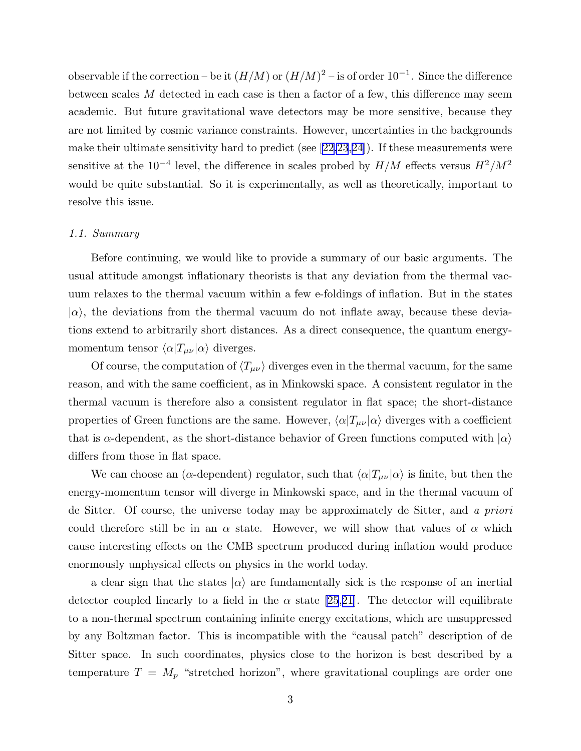observable if the correction – be it $(H/M)$ or $(H/M)^2$ – is of order $10^{-1}$. Since the difference between scales $M$ detected in each case is then a factor of a few, this difference may seem academic. But future gravitational wave detectors may be more sensitive, because they are not limited by cosmic variance constraints. However, uncertainties in the backgrounds make their ultimate sensitivity hard to predict (see [22,23,24]). If these measurements were sensitive at the $10^{-4}$ level, the difference in scales probed by $H/M$ effects versus $H^2/M^2$ would be quite substantial. So it is experimentally, as well as theoretically, important to resolve this issue.

### *1.1. Summary*

Before continuing, we would like to provide a summary of our basic arguments. The usual attitude amongst inflationary theorists is that any deviation from the thermal vacuum relaxes to the thermal vacuum within a few e-foldings of inflation. But in the states $|\alpha\rangle$, the deviations from the thermal vacuum do not inflate away, because these deviations extend to arbitrarily short distances. As a direct consequence, the quantum energy-momentum tensor $\langle\alpha|T_{\mu\nu}|\alpha\rangle$ diverges.

Of course, the computation of $\langle T_{\mu\nu}\rangle$ diverges even in the thermal vacuum, for the same reason, and with the same coefficient, as in Minkowski space. A consistent regulator in the thermal vacuum is therefore also a consistent regulator in flat space; the short-distance properties of Green functions are the same. However, $\langle\alpha|T_{\mu\nu}|\alpha\rangle$ diverges with a coefficient that is $\alpha$-dependent, as the short-distance behavior of Green functions computed with $|\alpha\rangle$ differs from those in flat space.

We can choose an ($\alpha$-dependent) regulator, such that $\langle\alpha|T_{\mu\nu}|\alpha\rangle$ is finite, but then the energy-momentum tensor will diverge in Minkowski space, and in the thermal vacuum of de Sitter. Of course, the universe today may be approximately de Sitter, and *a priori* could therefore still be in an $\alpha$ state. However, we will show that values of $\alpha$ which cause interesting effects on the CMB spectrum produced during inflation would produce enormously unphysical effects on physics in the world today.

a clear sign that the states $|\alpha\rangle$ are fundamentally sick is the response of an inertial detector coupled linearly to a field in the $\alpha$ state [25,21]. The detector will equilibrate to a non-thermal spectrum containing infinite energy excitations, which are unsuppressed by any Boltzman factor. This is incompatible with the "causal patch" description of de Sitter space. In such coordinates, physics close to the horizon is best described by a temperature $T = M_p$ "stretched horizon", where gravitational couplings are order one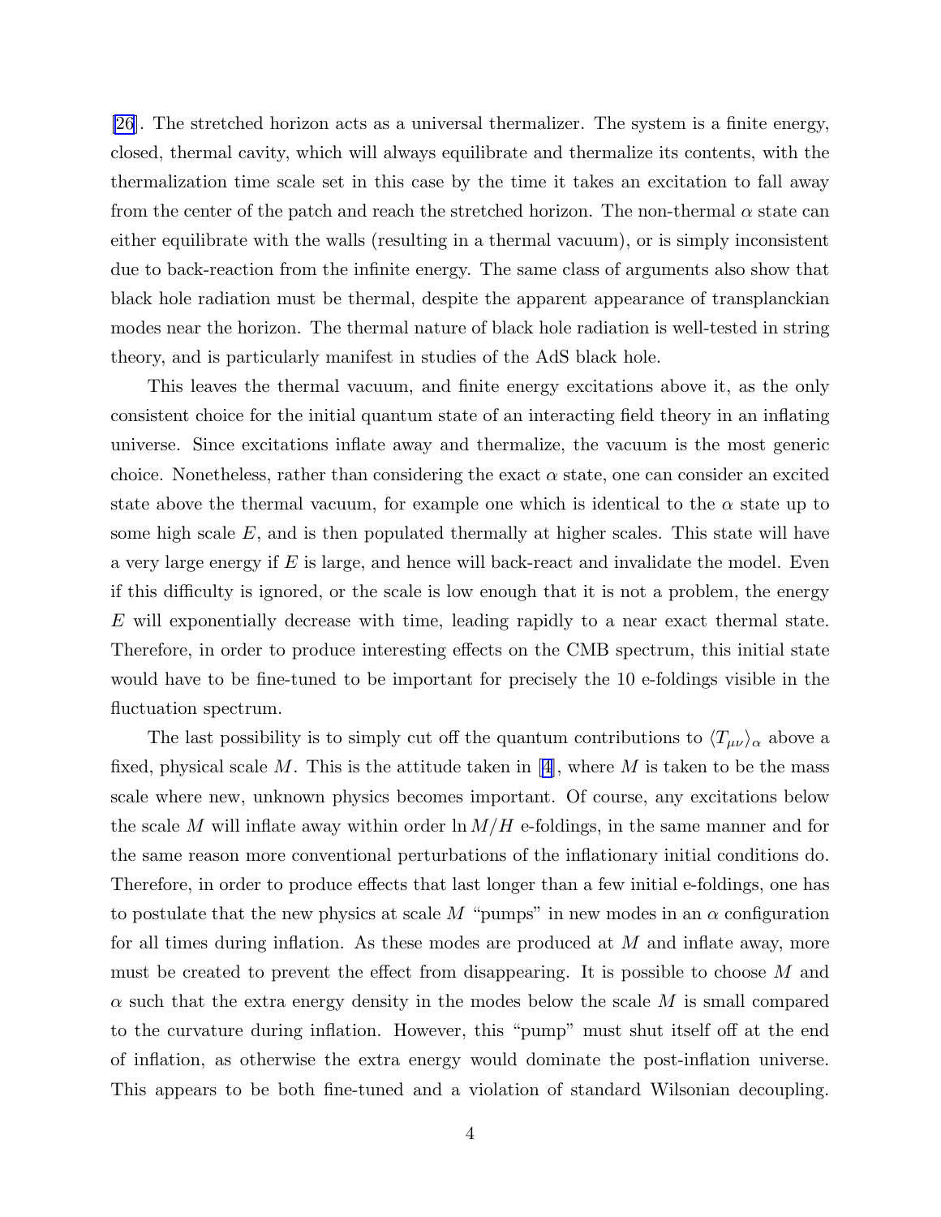[26]. The stretched horizon acts as a universal thermalizer. The system is a finite energy, closed, thermal cavity, which will always equilibrate and thermalize its contents, with the thermalization time scale set in this case by the time it takes an excitation to fall away from the center of the patch and reach the stretched horizon. The non-thermal $\alpha$ state can either equilibrate with the walls (resulting in a thermal vacuum), or is simply inconsistent due to back-reaction from the infinite energy. The same class of arguments also show that black hole radiation must be thermal, despite the apparent appearance of transplanckian modes near the horizon. The thermal nature of black hole radiation is well-tested in string theory, and is particularly manifest in studies of the AdS black hole.

This leaves the thermal vacuum, and finite energy excitations above it, as the only consistent choice for the initial quantum state of an interacting field theory in an inflating universe. Since excitations inflate away and thermalize, the vacuum is the most generic choice. Nonetheless, rather than considering the exact $\alpha$ state, one can consider an excited state above the thermal vacuum, for example one which is identical to the $\alpha$ state up to some high scale $E$, and is then populated thermally at higher scales. This state will have a very large energy if $E$ is large, and hence will back-react and invalidate the model. Even if this difficulty is ignored, or the scale is low enough that it is not a problem, the energy $E$ will exponentially decrease with time, leading rapidly to a near exact thermal state. Therefore, in order to produce interesting effects on the CMB spectrum, this initial state would have to be fine-tuned to be important for precisely the 10 e-foldings visible in the fluctuation spectrum.

The last possibility is to simply cut off the quantum contributions to $\langle T_{\mu\nu}\rangle_\alpha$ above a fixed, physical scale $M$. This is the attitude taken in [4], where $M$ is taken to be the mass scale where new, unknown physics becomes important. Of course, any excitations below the scale $M$ will inflate away within order $\ln M/H$ e-foldings, in the same manner and for the same reason more conventional perturbations of the inflationary initial conditions do. Therefore, in order to produce effects that last longer than a few initial e-foldings, one has to postulate that the new physics at scale $M$ "pumps" in new modes in an $\alpha$ configuration for all times during inflation. As these modes are produced at $M$ and inflate away, more must be created to prevent the effect from disappearing. It is possible to choose $M$ and $\alpha$ such that the extra energy density in the modes below the scale $M$ is small compared to the curvature during inflation. However, this "pump" must shut itself off at the end of inflation, as otherwise the extra energy would dominate the post-inflation universe. This appears to be both fine-tuned and a violation of standard Wilsonian decoupling.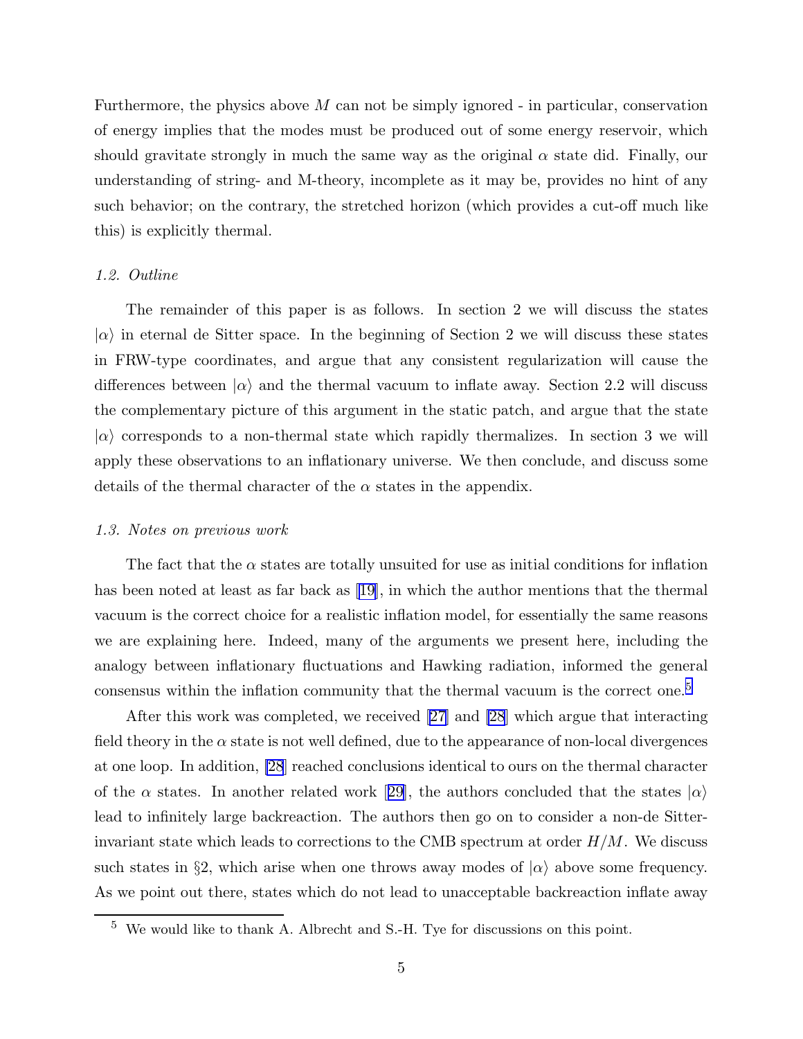Furthermore, the physics above $M$ can not be simply ignored - in particular, conservation of energy implies that the modes must be produced out of some energy reservoir, which should gravitate strongly in much the same way as the original $\alpha$ state did. Finally, our understanding of string- and M-theory, incomplete as it may be, provides no hint of any such behavior; on the contrary, the stretched horizon (which provides a cut-off much like this) is explicitly thermal.

### *1.2. Outline*

The remainder of this paper is as follows. In section 2 we will discuss the states $|\alpha\rangle$ in eternal de Sitter space. In the beginning of Section 2 we will discuss these states in FRW-type coordinates, and argue that any consistent regularization will cause the differences between $|\alpha\rangle$ and the thermal vacuum to inflate away. Section 2.2 will discuss the complementary picture of this argument in the static patch, and argue that the state $|\alpha\rangle$ corresponds to a non-thermal state which rapidly thermalizes. In section 3 we will apply these observations to an inflationary universe. We then conclude, and discuss some details of the thermal character of the $\alpha$ states in the appendix.

### *1.3. Notes on previous work*

The fact that the $\alpha$ states are totally unsuited for use as initial conditions for inflation has been noted at least as far back as [19], in which the author mentions that the thermal vacuum is the correct choice for a realistic inflation model, for essentially the same reasons we are explaining here. Indeed, many of the arguments we present here, including the analogy between inflationary fluctuations and Hawking radiation, informed the general consensus within the inflation community that the thermal vacuum is the correct one.[5]

After this work was completed, we received [27] and [28] which argue that interacting field theory in the $\alpha$ state is not well defined, due to the appearance of non-local divergences at one loop. In addition, [28] reached conclusions identical to ours on the thermal character of the $\alpha$ states. In another related work [29], the authors concluded that the states $|\alpha\rangle$ lead to infinitely large backreaction. The authors then go on to consider a non-de Sitter-invariant state which leads to corrections to the CMB spectrum at order $H/M$. We discuss such states in §2, which arise when one throws away modes of $|\alpha\rangle$ above some frequency. As we point out there, states which do not lead to unacceptable backreaction inflate away

[5] We would like to thank A. Albrecht and S.-H. Tye for discussions on this point.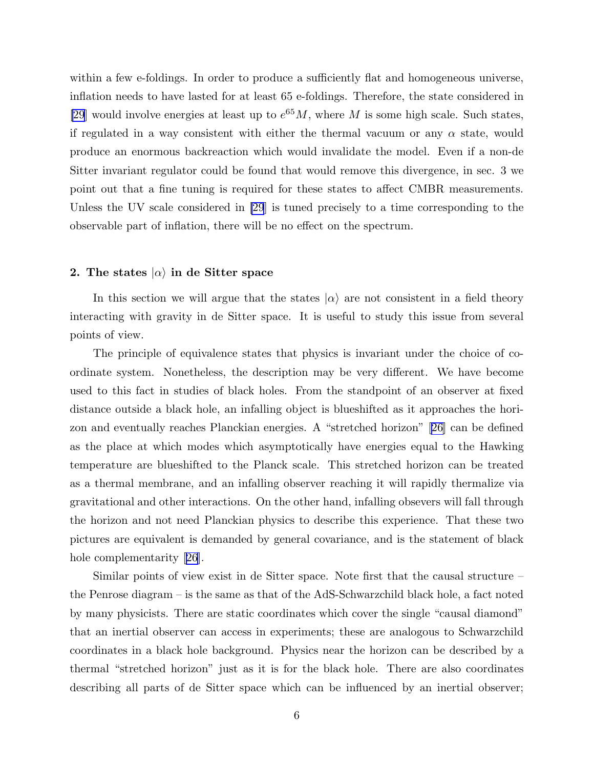within a few e-foldings. In order to produce a sufficiently flat and homogeneous universe, inflation needs to have lasted for at least 65 e-foldings. Therefore, the state considered in [29] would involve energies at least up to $e^{65}M$, where $M$ is some high scale. Such states, if regulated in a way consistent with either the thermal vacuum or any $\alpha$ state, would produce an enormous backreaction which would invalidate the model. Even if a non-de Sitter invariant regulator could be found that would remove this divergence, in sec. 3 we point out that a fine tuning is required for these states to affect CMBR measurements. Unless the UV scale considered in [29] is tuned precisely to a time corresponding to the observable part of inflation, there will be no effect on the spectrum.

## 2. The states $|\alpha\rangle$ in de Sitter space

In this section we will argue that the states $|\alpha\rangle$ are not consistent in a field theory interacting with gravity in de Sitter space. It is useful to study this issue from several points of view.

The principle of equivalence states that physics is invariant under the choice of coordinate system. Nonetheless, the description may be very different. We have become used to this fact in studies of black holes. From the standpoint of an observer at fixed distance outside a black hole, an infalling object is blueshifted as it approaches the horizon and eventually reaches Planckian energies. A "stretched horizon" [26] can be defined as the place at which modes which asymptotically have energies equal to the Hawking temperature are blueshifted to the Planck scale. This stretched horizon can be treated as a thermal membrane, and an infalling observer reaching it will rapidly thermalize via gravitational and other interactions. On the other hand, infalling obsevers will fall through the horizon and not need Planckian physics to describe this experience. That these two pictures are equivalent is demanded by general covariance, and is the statement of black hole complementarity [26].

Similar points of view exist in de Sitter space. Note first that the causal structure – the Penrose diagram – is the same as that of the AdS-Schwarzchild black hole, a fact noted by many physicists. There are static coordinates which cover the single "causal diamond" that an inertial observer can access in experiments; these are analogous to Schwarzchild coordinates in a black hole background. Physics near the horizon can be described by a thermal "stretched horizon" just as it is for the black hole. There are also coordinates describing all parts of de Sitter space which can be influenced by an inertial observer;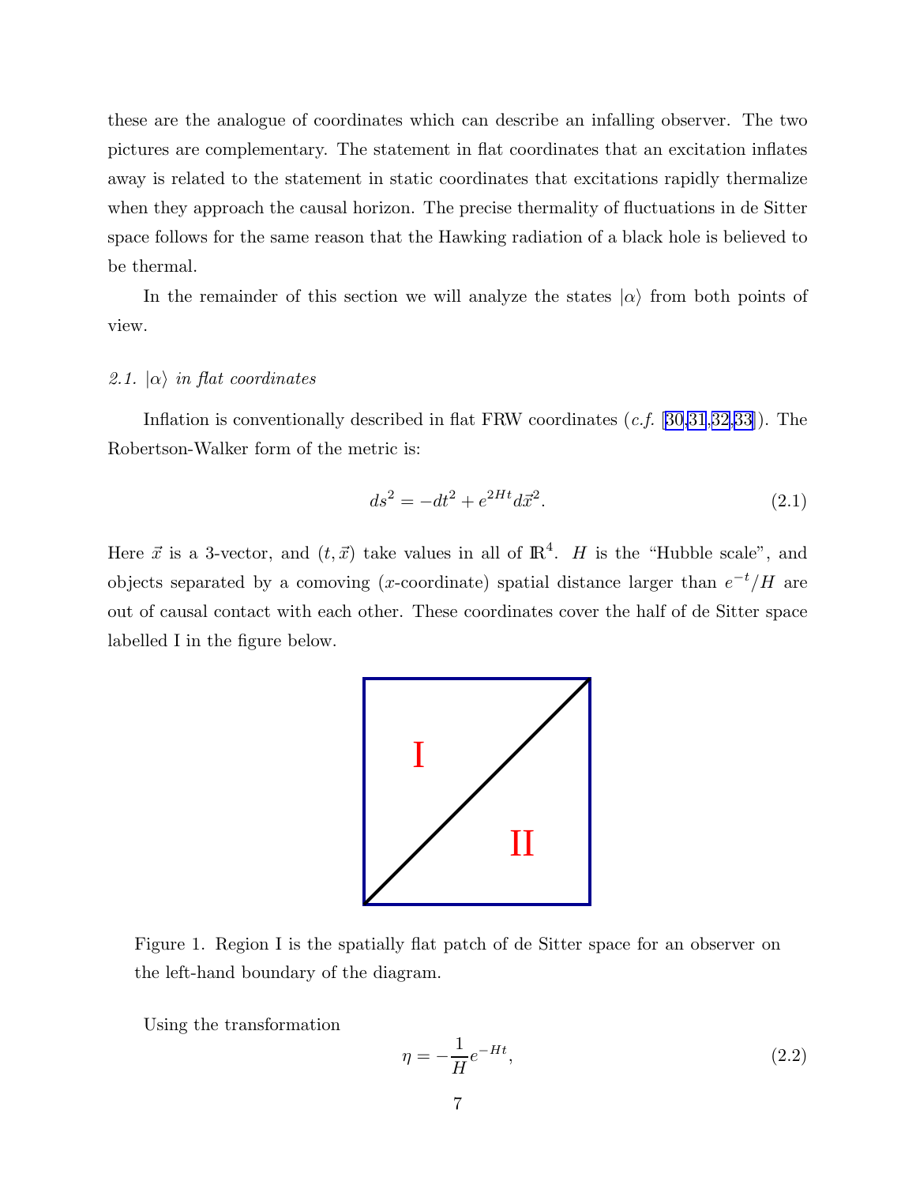these are the analogue of coordinates which can describe an infalling observer. The two pictures are complementary. The statement in flat coordinates that an excitation inflates away is related to the statement in static coordinates that excitations rapidly thermalize when they approach the causal horizon. The precise thermality of fluctuations in de Sitter space follows for the same reason that the Hawking radiation of a black hole is believed to be thermal.

In the remainder of this section we will analyze the states $|\alpha\rangle$ from both points of view.

### 2.1. $|\alpha\rangle$ *in flat coordinates*

Inflation is conventionally described in flat FRW coordinates (*c.f.* [30,31,32,33]). The Robertson-Walker form of the metric is:

$$ds^2 = -dt^2 + e^{2Ht} d\vec{x}^2. \tag{2.1}$$

Here $\vec{x}$ is a 3-vector, and $(t, \vec{x})$ take values in all of $\mathbb{R}^4$. $H$ is the "Hubble scale", and objects separated by a comoving ($x$-coordinate) spatial distance larger than $e^{-t}/H$ are out of causal contact with each other. These coordinates cover the half of de Sitter space labelled I in the figure below.

Figure 1. Region I is the spatially flat patch of de Sitter space for an observer on the left-hand boundary of the diagram.

Using the transformation

$$\eta = -\frac{1}{H} e^{-Ht}, \tag{2.2}$$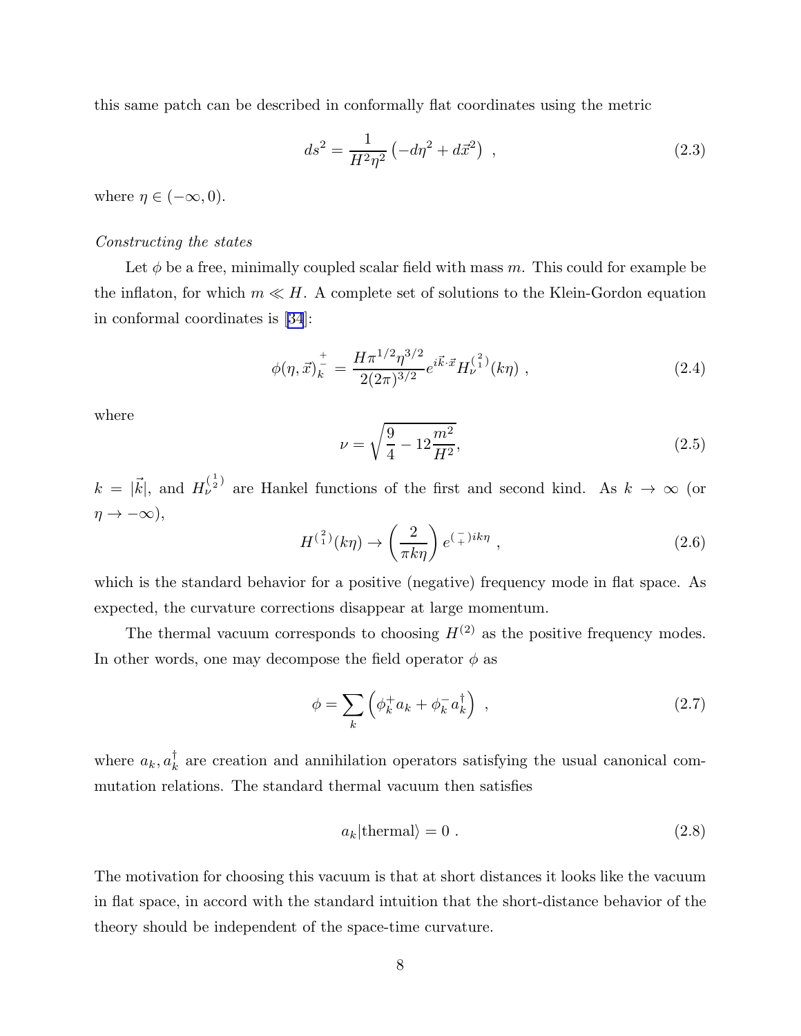this same patch can be described in conformally flat coordinates using the metric

$$ds^2 = \frac{1}{H^2\eta^2}\left(-d\eta^2 + d\vec{x}^2\right) \ , \tag{2.3}$$

where $\eta \in (-\infty, 0)$.

*Constructing the states*

Let $\phi$ be a free, minimally coupled scalar field with mass $m$. This could for example be the inflaton, for which $m \ll H$. A complete set of solutions to the Klein-Gordon equation in conformal coordinates is [34]:

$$\phi(\eta, \vec{x})_k^{\,+\atop -} = \frac{H\pi^{1/2}\eta^{3/2}}{2(2\pi)^{3/2}} e^{i\vec{k}\cdot\vec{x}} H_\nu^{({2 \atop 1})}(k\eta) \ , \tag{2.4}$$

where

$$\nu = \sqrt{\frac{9}{4} - 12\frac{m^2}{H^2}}, \tag{2.5}$$

$k = |\vec{k}|$, and $H_\nu^{({1 \atop 2})}$ are Hankel functions of the first and second kind. As $k \to \infty$ (or $\eta \to -\infty$),

$$H^{({2 \atop 1})}(k\eta) \to \left(\frac{2}{\pi k\eta}\right) e^{({- \atop +})ik\eta} \ , \tag{2.6}$$

which is the standard behavior for a positive (negative) frequency mode in flat space. As expected, the curvature corrections disappear at large momentum.

The thermal vacuum corresponds to choosing $H^{(2)}$ as the positive frequency modes. In other words, one may decompose the field operator $\phi$ as

$$\phi = \sum_k \left(\phi_k^+ a_k + \phi_k^- a_k^\dagger\right) \ , \tag{2.7}$$

where $a_k, a_k^\dagger$ are creation and annihilation operators satisfying the usual canonical commutation relations. The standard thermal vacuum then satisfies

$$a_k|\text{thermal}\rangle = 0 \ . \tag{2.8}$$

The motivation for choosing this vacuum is that at short distances it looks like the vacuum in flat space, in accord with the standard intuition that the short-distance behavior of the theory should be independent of the space-time curvature.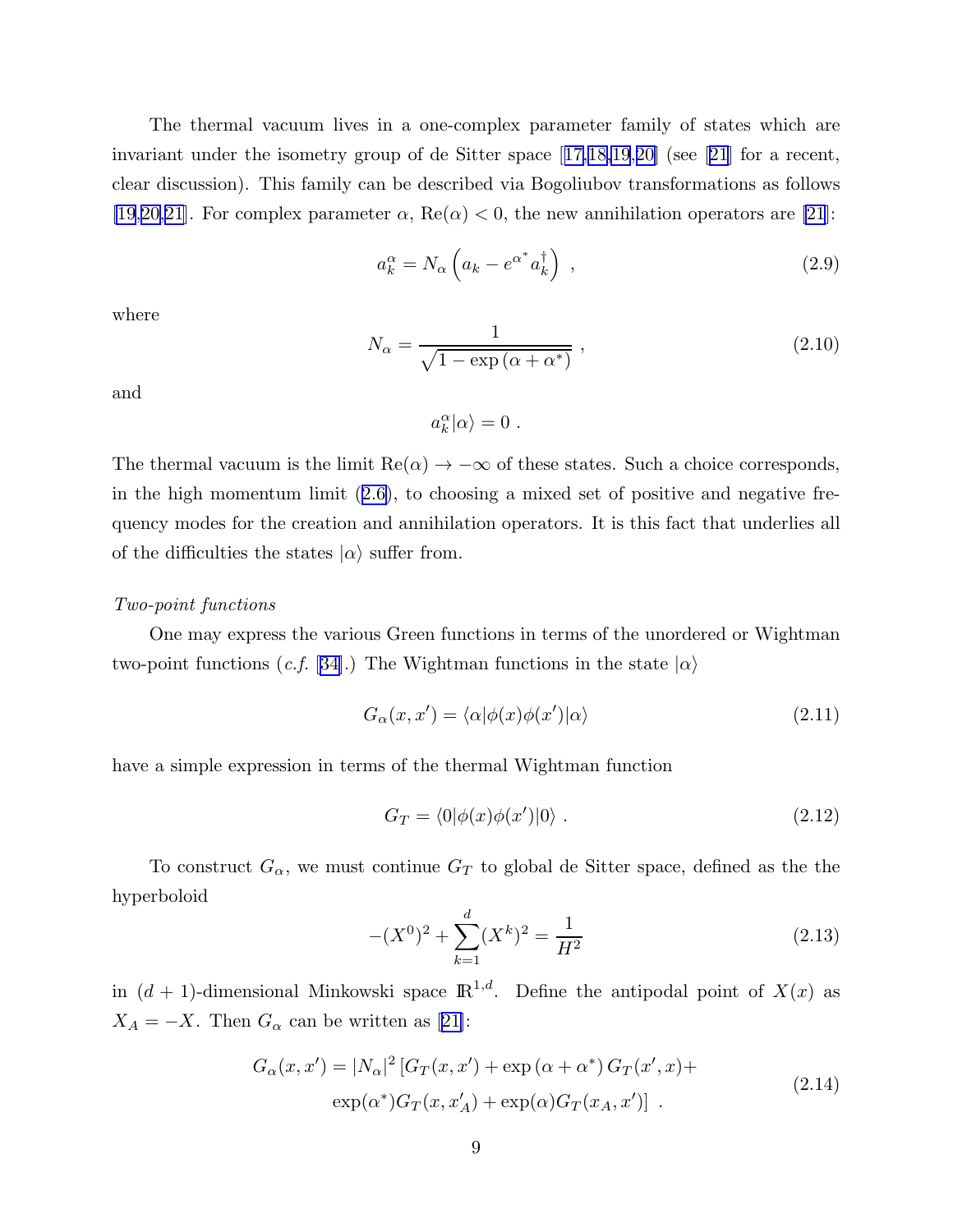The thermal vacuum lives in a one-complex parameter family of states which are invariant under the isometry group of de Sitter space [17,18,19,20] (see [21] for a recent, clear discussion). This family can be described via Bogoliubov transformations as follows [19,20,21]. For complex parameter $\alpha$, $\mathrm{Re}(\alpha) < 0$, the new annihilation operators are [21]:

$$a_k^\alpha = N_\alpha \left( a_k - e^{\alpha^*} a_k^\dagger \right) \ , \tag{2.9}$$

where

$$N_\alpha = \frac{1}{\sqrt{1 - \exp\left(\alpha + \alpha^*\right)}} \ , \tag{2.10}$$

and

$$a_k^\alpha |\alpha\rangle = 0 \ .$$

The thermal vacuum is the limit $\mathrm{Re}(\alpha) \to -\infty$ of these states. Such a choice corresponds, in the high momentum limit (2.6), to choosing a mixed set of positive and negative frequency modes for the creation and annihilation operators. It is this fact that underlies all of the difficulties the states $|\alpha\rangle$ suffer from.

*Two-point functions*

One may express the various Green functions in terms of the unordered or Wightman two-point functions (*c.f.* [34].) The Wightman functions in the state $|\alpha\rangle$

$$G_\alpha(x, x') = \langle \alpha | \phi(x) \phi(x') | \alpha \rangle \tag{2.11}$$

have a simple expression in terms of the thermal Wightman function

$$G_T = \langle 0 | \phi(x) \phi(x') | 0 \rangle \ . \tag{2.12}$$

To construct $G_\alpha$, we must continue $G_T$ to global de Sitter space, defined as the the hyperboloid

$$-(X^0)^2 + \sum_{k=1}^{d} (X^k)^2 = \frac{1}{H^2} \tag{2.13}$$

in $(d+1)$-dimensional Minkowski space $\mathbb{R}^{1,d}$. Define the antipodal point of $X(x)$ as $X_A = -X$. Then $G_\alpha$ can be written as [21]:

$$\begin{aligned} G_\alpha(x, x') = |N_\alpha|^2 \left[ G_T(x, x') + \exp\left(\alpha + \alpha^*\right) G_T(x', x) + \right. \\ \left. \exp(\alpha^*) G_T(x, x'_A) + \exp(\alpha) G_T(x_A, x') \right] \ . \end{aligned} \tag{2.14}$$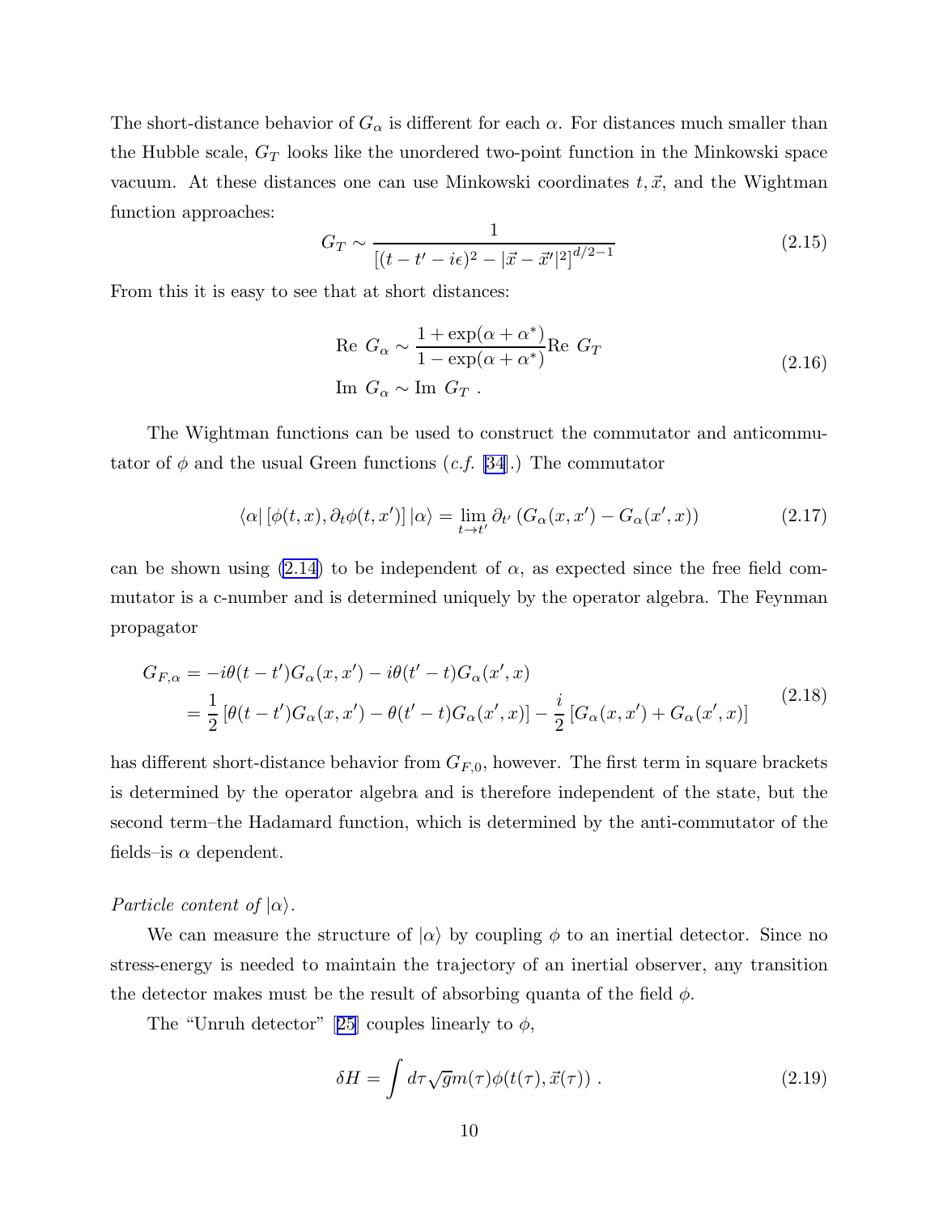The short-distance behavior of $G_\alpha$ is different for each $\alpha$. For distances much smaller than the Hubble scale, $G_T$ looks like the unordered two-point function in the Minkowski space vacuum. At these distances one can use Minkowski coordinates $t, \vec{x}$, and the Wightman function approaches:

$$G_T \sim \frac{1}{\left[(t-t'-i\epsilon)^2 - |\vec{x}-\vec{x}'|^2\right]^{d/2-1}} \tag{2.15}$$

From this it is easy to see that at short distances:

$$\begin{aligned}
\text{Re } G_\alpha &\sim \frac{1+\exp(\alpha+\alpha^*)}{1-\exp(\alpha+\alpha^*)} \text{Re } G_T \\
\text{Im } G_\alpha &\sim \text{Im } G_T \ .
\end{aligned} \tag{2.16}$$

The Wightman functions can be used to construct the commutator and anticommutator of $\phi$ and the usual Green functions (*c.f.* [34].) The commutator

$$\langle\alpha|\left[\phi(t,x), \partial_t\phi(t,x')\right]|\alpha\rangle = \lim_{t\to t'} \partial_{t'}\left(G_\alpha(x,x') - G_\alpha(x',x)\right) \tag{2.17}$$

can be shown using (2.14) to be independent of $\alpha$, as expected since the free field commutator is a c-number and is determined uniquely by the operator algebra. The Feynman propagator

$$\begin{aligned}
G_{F,\alpha} &= -i\theta(t-t')G_\alpha(x,x') - i\theta(t'-t)G_\alpha(x',x) \\
&= \frac{1}{2}\left[\theta(t-t')G_\alpha(x,x') - \theta(t'-t)G_\alpha(x',x)\right] - \frac{i}{2}\left[G_\alpha(x,x') + G_\alpha(x',x)\right]
\end{aligned} \tag{2.18}$$

has different short-distance behavior from $G_{F,0}$, however. The first term in square brackets is determined by the operator algebra and is therefore independent of the state, but the second term–the Hadamard function, which is determined by the anti-commutator of the fields–is $\alpha$ dependent.

*Particle content of* $|\alpha\rangle$.

We can measure the structure of $|\alpha\rangle$ by coupling $\phi$ to an inertial detector. Since no stress-energy is needed to maintain the trajectory of an inertial observer, any transition the detector makes must be the result of absorbing quanta of the field $\phi$.

The "Unruh detector" [25] couples linearly to $\phi$,

$$\delta H = \int d\tau \sqrt{g}\, m(\tau)\phi(t(\tau), \vec{x}(\tau)) \ . \tag{2.19}$$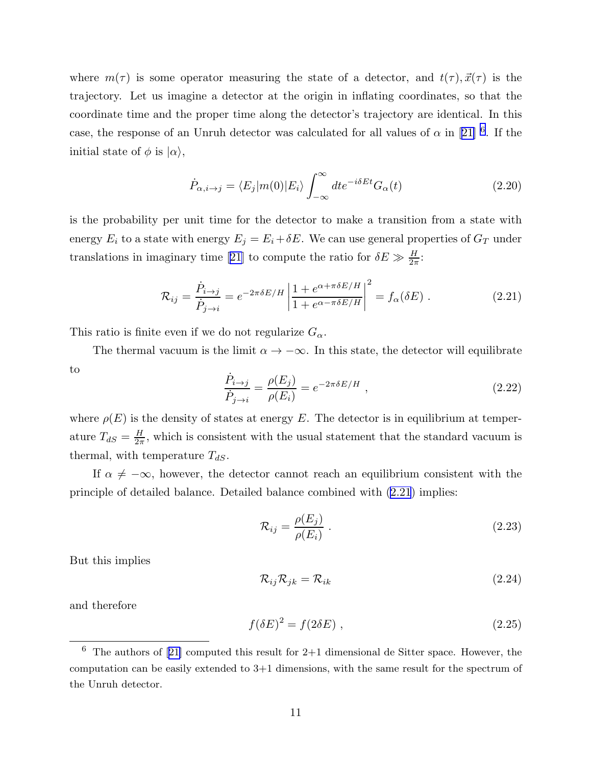where $m(\tau)$ is some operator measuring the state of a detector, and $t(\tau), \vec{x}(\tau)$ is the trajectory. Let us imagine a detector at the origin in inflating coordinates, so that the coordinate time and the proper time along the detector's trajectory are identical. In this case, the response of an Unruh detector was calculated for all values of $\alpha$ in [21] [6]. If the initial state of $\phi$ is $|\alpha\rangle$,

$$\dot{P}_{\alpha,i\to j} = \langle E_j|m(0)|E_i\rangle \int_{-\infty}^{\infty} dt e^{-i\delta E t} G_\alpha(t) \tag{2.20}$$

is the probability per unit time for the detector to make a transition from a state with energy $E_i$ to a state with energy $E_j = E_i + \delta E$. We can use general properties of $G_T$ under translations in imaginary time [21] to compute the ratio for $\delta E \gg \frac{H}{2\pi}$:

$$\mathcal{R}_{ij} = \frac{\dot{P}_{i\to j}}{\dot{P}_{j\to i}} = e^{-2\pi\delta E/H} \left| \frac{1 + e^{\alpha + \pi\delta E/H}}{1 + e^{\alpha - \pi\delta E/H}} \right|^2 = f_\alpha(\delta E) \ . \tag{2.21}$$

This ratio is finite even if we do not regularize $G_\alpha$.

The thermal vacuum is the limit $\alpha \to -\infty$. In this state, the detector will equilibrate to

$$\frac{\dot{P}_{i\to j}}{\dot{P}_{j\to i}} = \frac{\rho(E_j)}{\rho(E_i)} = e^{-2\pi\delta E/H} \ , \tag{2.22}$$

where $\rho(E)$ is the density of states at energy $E$. The detector is in equilibrium at temperature $T_{dS} = \frac{H}{2\pi}$, which is consistent with the usual statement that the standard vacuum is thermal, with temperature $T_{dS}$.

If $\alpha \neq -\infty$, however, the detector cannot reach an equilibrium consistent with the principle of detailed balance. Detailed balance combined with (2.21) implies:

$$\mathcal{R}_{ij} = \frac{\rho(E_j)}{\rho(E_i)} \ . \tag{2.23}$$

But this implies

$$\mathcal{R}_{ij}\mathcal{R}_{jk} = \mathcal{R}_{ik} \tag{2.24}$$

and therefore

$$f(\delta E)^2 = f(2\delta E) \ , \tag{2.25}$$

[6] The authors of [21] computed this result for 2+1 dimensional de Sitter space. However, the computation can be easily extended to 3+1 dimensions, with the same result for the spectrum of the Unruh detector.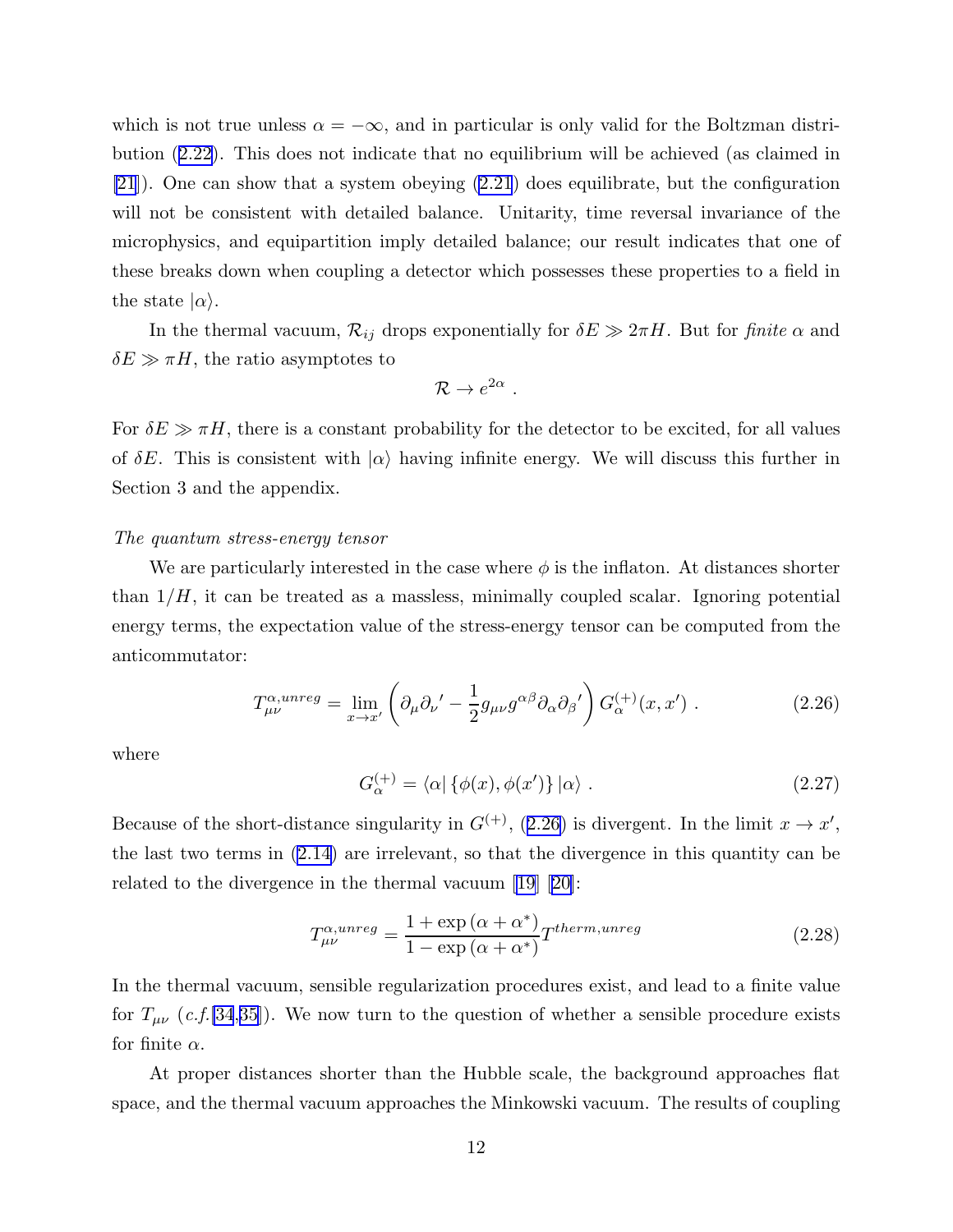which is not true unless $\alpha = -\infty$, and in particular is only valid for the Boltzman distribution (2.22). This does not indicate that no equilibrium will be achieved (as claimed in [21]). One can show that a system obeying (2.21) does equilibrate, but the configuration will not be consistent with detailed balance. Unitarity, time reversal invariance of the microphysics, and equipartition imply detailed balance; our result indicates that one of these breaks down when coupling a detector which possesses these properties to a field in the state $|\alpha\rangle$.

In the thermal vacuum, $\mathcal{R}_{ij}$ drops exponentially for $\delta E \gg 2\pi H$. But for *finite* $\alpha$ and $\delta E \gg \pi H$, the ratio asymptotes to

$$\mathcal{R} \to e^{2\alpha} \ .$$

For $\delta E \gg \pi H$, there is a constant probability for the detector to be excited, for all values of $\delta E$. This is consistent with $|\alpha\rangle$ having infinite energy. We will discuss this further in Section 3 and the appendix.

*The quantum stress-energy tensor*

We are particularly interested in the case where $\phi$ is the inflaton. At distances shorter than $1/H$, it can be treated as a massless, minimally coupled scalar. Ignoring potential energy terms, the expectation value of the stress-energy tensor can be computed from the anticommutator:

$$T^{\alpha,unreg}_{\mu\nu} = \lim_{x\to x'} \left( \partial_\mu \partial_\nu{}' - \frac{1}{2} g_{\mu\nu} g^{\alpha\beta} \partial_\alpha \partial_\beta{}' \right) G^{(+)}_\alpha(x,x') \ . \tag{2.26}$$

where

$$G^{(+)}_\alpha = \langle\alpha| \left\{\phi(x), \phi(x')\right\} |\alpha\rangle \ . \tag{2.27}$$

Because of the short-distance singularity in $G^{(+)}$, (2.26) is divergent. In the limit $x \to x'$, the last two terms in (2.14) are irrelevant, so that the divergence in this quantity can be related to the divergence in the thermal vacuum [19] [20]:

$$T^{\alpha,unreg}_{\mu\nu} = \frac{1 + \exp\left(\alpha + \alpha^*\right)}{1 - \exp\left(\alpha + \alpha^*\right)} T^{therm,unreg} \tag{2.28}$$

In the thermal vacuum, sensible regularization procedures exist, and lead to a finite value for $T_{\mu\nu}$ (*c.f.*[34,35]). We now turn to the question of whether a sensible procedure exists for finite $\alpha$.

At proper distances shorter than the Hubble scale, the background approaches flat space, and the thermal vacuum approaches the Minkowski vacuum. The results of coupling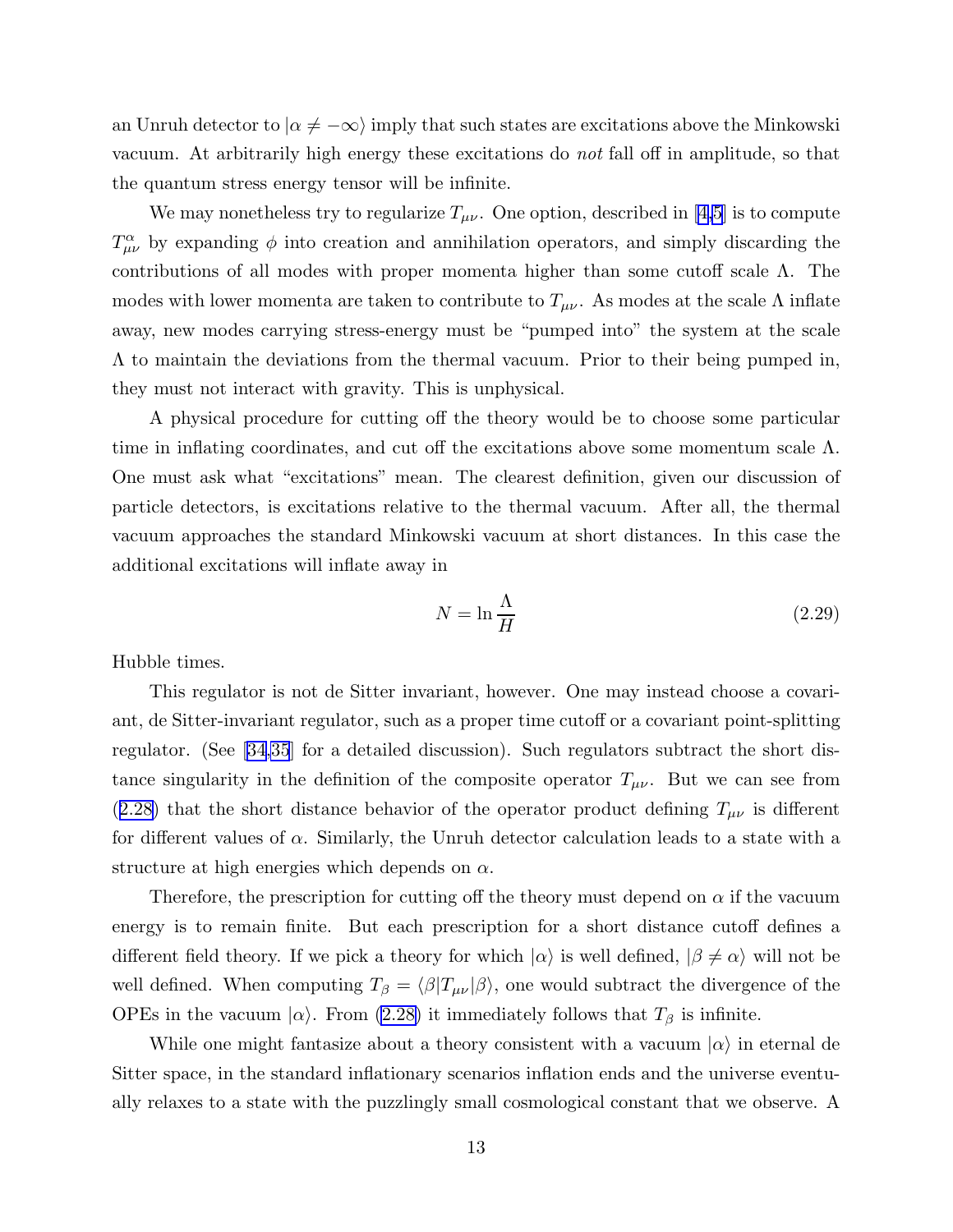an Unruh detector to $|\alpha \neq -\infty\rangle$ imply that such states are excitations above the Minkowski vacuum. At arbitrarily high energy these excitations do *not* fall off in amplitude, so that the quantum stress energy tensor will be infinite.

We may nonetheless try to regularize $T_{\mu\nu}$. One option, described in [4,5] is to compute $T^{\alpha}_{\mu\nu}$ by expanding $\phi$ into creation and annihilation operators, and simply discarding the contributions of all modes with proper momenta higher than some cutoff scale $\Lambda$. The modes with lower momenta are taken to contribute to $T_{\mu\nu}$. As modes at the scale $\Lambda$ inflate away, new modes carrying stress-energy must be "pumped into" the system at the scale $\Lambda$ to maintain the deviations from the thermal vacuum. Prior to their being pumped in, they must not interact with gravity. This is unphysical.

A physical procedure for cutting off the theory would be to choose some particular time in inflating coordinates, and cut off the excitations above some momentum scale $\Lambda$. One must ask what "excitations" mean. The clearest definition, given our discussion of particle detectors, is excitations relative to the thermal vacuum. After all, the thermal vacuum approaches the standard Minkowski vacuum at short distances. In this case the additional excitations will inflate away in

$$N = \ln \frac{\Lambda}{H} \tag{2.29}$$

Hubble times.

This regulator is not de Sitter invariant, however. One may instead choose a covariant, de Sitter-invariant regulator, such as a proper time cutoff or a covariant point-splitting regulator. (See [34,35] for a detailed discussion). Such regulators subtract the short distance singularity in the definition of the composite operator $T_{\mu\nu}$. But we can see from (2.28) that the short distance behavior of the operator product defining $T_{\mu\nu}$ is different for different values of $\alpha$. Similarly, the Unruh detector calculation leads to a state with a structure at high energies which depends on $\alpha$.

Therefore, the prescription for cutting off the theory must depend on $\alpha$ if the vacuum energy is to remain finite. But each prescription for a short distance cutoff defines a different field theory. If we pick a theory for which $|\alpha\rangle$ is well defined, $|\beta \neq \alpha\rangle$ will not be well defined. When computing $T_\beta = \langle\beta|T_{\mu\nu}|\beta\rangle$, one would subtract the divergence of the OPEs in the vacuum $|\alpha\rangle$. From (2.28) it immediately follows that $T_\beta$ is infinite.

While one might fantasize about a theory consistent with a vacuum $|\alpha\rangle$ in eternal de Sitter space, in the standard inflationary scenarios inflation ends and the universe eventually relaxes to a state with the puzzlingly small cosmological constant that we observe. A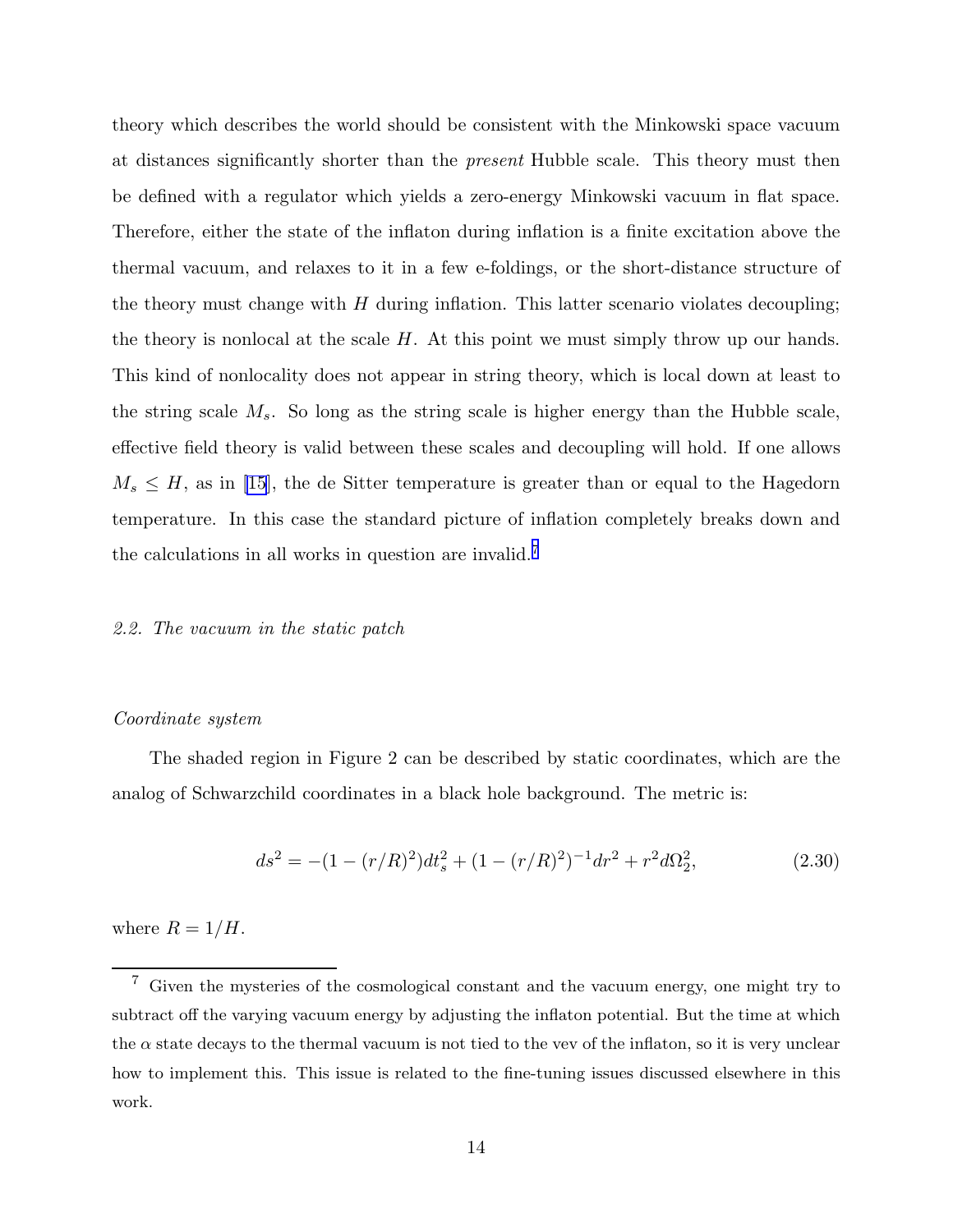theory which describes the world should be consistent with the Minkowski space vacuum at distances significantly shorter than the *present* Hubble scale. This theory must then be defined with a regulator which yields a zero-energy Minkowski vacuum in flat space. Therefore, either the state of the inflaton during inflation is a finite excitation above the thermal vacuum, and relaxes to it in a few e-foldings, or the short-distance structure of the theory must change with $H$ during inflation. This latter scenario violates decoupling; the theory is nonlocal at the scale $H$. At this point we must simply throw up our hands. This kind of nonlocality does not appear in string theory, which is local down at least to the string scale $M_s$. So long as the string scale is higher energy than the Hubble scale, effective field theory is valid between these scales and decoupling will hold. If one allows $M_s \leq H$, as in [15], the de Sitter temperature is greater than or equal to the Hagedorn temperature. In this case the standard picture of inflation completely breaks down and the calculations in all works in question are invalid.[7]

### *2.2. The vacuum in the static patch*

#### *Coordinate system*

The shaded region in Figure 2 can be described by static coordinates, which are the analog of Schwarzchild coordinates in a black hole background. The metric is:

$$ds^2 = -(1 - (r/R)^2)dt_s^2 + (1 - (r/R)^2)^{-1}dr^2 + r^2 d\Omega_2^2, \tag{2.30}$$

where $R = 1/H$.

[7] Given the mysteries of the cosmological constant and the vacuum energy, one might try to subtract off the varying vacuum energy by adjusting the inflaton potential. But the time at which the $\alpha$ state decays to the thermal vacuum is not tied to the vev of the inflaton, so it is very unclear how to implement this. This issue is related to the fine-tuning issues discussed elsewhere in this work.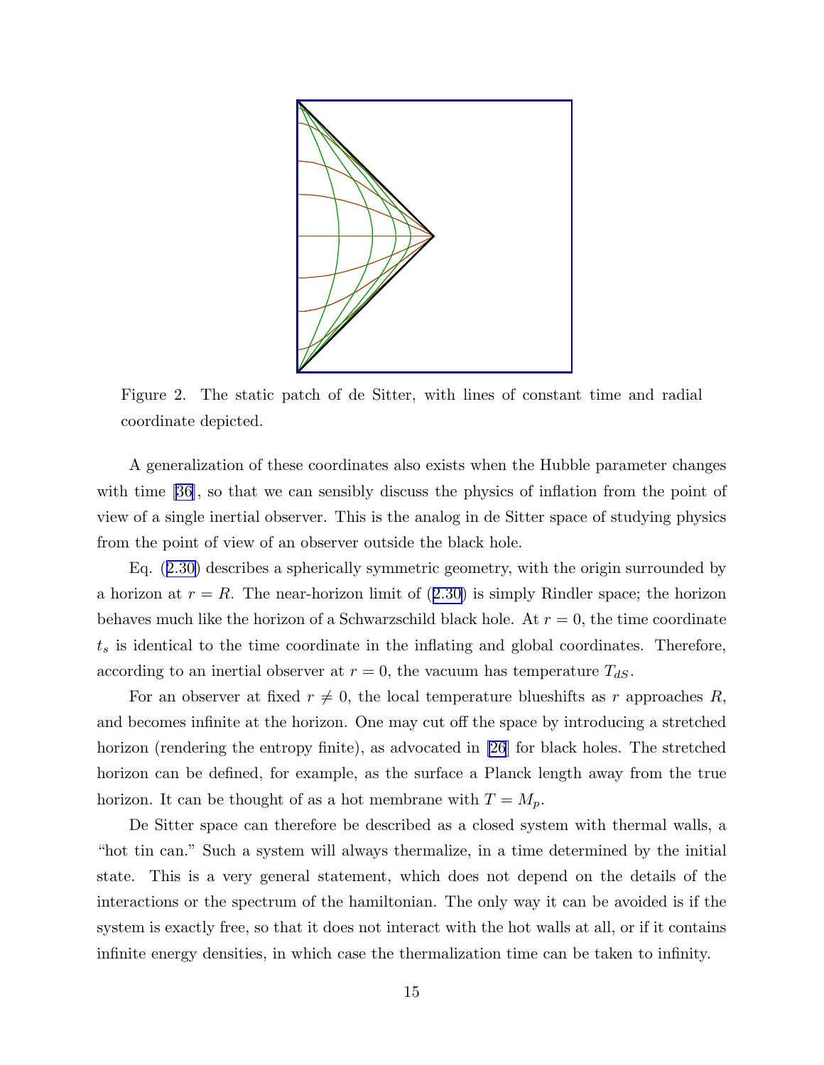Figure 2. The static patch of de Sitter, with lines of constant time and radial coordinate depicted.

A generalization of these coordinates also exists when the Hubble parameter changes with time [36], so that we can sensibly discuss the physics of inflation from the point of view of a single inertial observer. This is the analog in de Sitter space of studying physics from the point of view of an observer outside the black hole.

Eq. (2.30) describes a spherically symmetric geometry, with the origin surrounded by a horizon at $r = R$. The near-horizon limit of (2.30) is simply Rindler space; the horizon behaves much like the horizon of a Schwarzschild black hole. At $r = 0$, the time coordinate $t_s$ is identical to the time coordinate in the inflating and global coordinates. Therefore, according to an inertial observer at $r = 0$, the vacuum has temperature $T_{dS}$.

For an observer at fixed $r \neq 0$, the local temperature blueshifts as $r$ approaches $R$, and becomes infinite at the horizon. One may cut off the space by introducing a stretched horizon (rendering the entropy finite), as advocated in [26] for black holes. The stretched horizon can be defined, for example, as the surface a Planck length away from the true horizon. It can be thought of as a hot membrane with $T = M_p$.

De Sitter space can therefore be described as a closed system with thermal walls, a "hot tin can." Such a system will always thermalize, in a time determined by the initial state. This is a very general statement, which does not depend on the details of the interactions or the spectrum of the hamiltonian. The only way it can be avoided is if the system is exactly free, so that it does not interact with the hot walls at all, or if it contains infinite energy densities, in which case the thermalization time can be taken to infinity.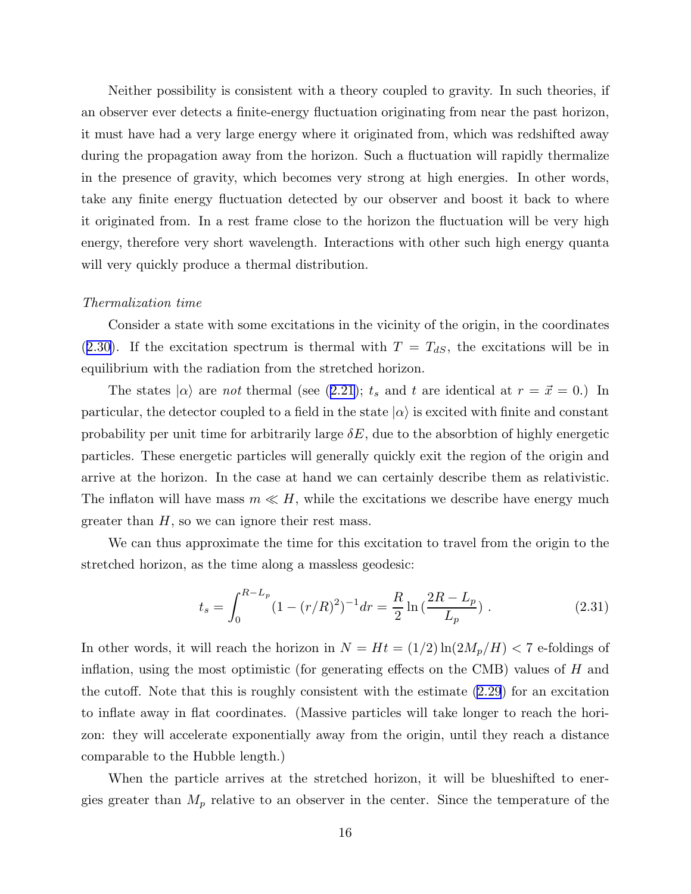Neither possibility is consistent with a theory coupled to gravity. In such theories, if an observer ever detects a finite-energy fluctuation originating from near the past horizon, it must have had a very large energy where it originated from, which was redshifted away during the propagation away from the horizon. Such a fluctuation will rapidly thermalize in the presence of gravity, which becomes very strong at high energies. In other words, take any finite energy fluctuation detected by our observer and boost it back to where it originated from. In a rest frame close to the horizon the fluctuation will be very high energy, therefore very short wavelength. Interactions with other such high energy quanta will very quickly produce a thermal distribution.

*Thermalization time*

Consider a state with some excitations in the vicinity of the origin, in the coordinates (2.30). If the excitation spectrum is thermal with $T = T_{dS}$, the excitations will be in equilibrium with the radiation from the stretched horizon.

The states $|\alpha\rangle$ are *not* thermal (see (2.21); $t_s$ and $t$ are identical at $r = \vec{x} = 0$.) In particular, the detector coupled to a field in the state $|\alpha\rangle$ is excited with finite and constant probability per unit time for arbitrarily large $\delta E$, due to the absorbtion of highly energetic particles. These energetic particles will generally quickly exit the region of the origin and arrive at the horizon. In the case at hand we can certainly describe them as relativistic. The inflaton will have mass $m \ll H$, while the excitations we describe have energy much greater than $H$, so we can ignore their rest mass.

We can thus approximate the time for this excitation to travel from the origin to the stretched horizon, as the time along a massless geodesic:

$$t_s = \int_0^{R-L_p} (1-(r/R)^2)^{-1} dr = \frac{R}{2} \ln\left(\frac{2R - L_p}{L_p}\right) . \tag{2.31}$$

In other words, it will reach the horizon in $N = Ht = (1/2)\ln(2M_p/H) < 7$ e-foldings of inflation, using the most optimistic (for generating effects on the CMB) values of $H$ and the cutoff. Note that this is roughly consistent with the estimate (2.29) for an excitation to inflate away in flat coordinates. (Massive particles will take longer to reach the horizon: they will accelerate exponentially away from the origin, until they reach a distance comparable to the Hubble length.)

When the particle arrives at the stretched horizon, it will be blueshifted to energies greater than $M_p$ relative to an observer in the center. Since the temperature of the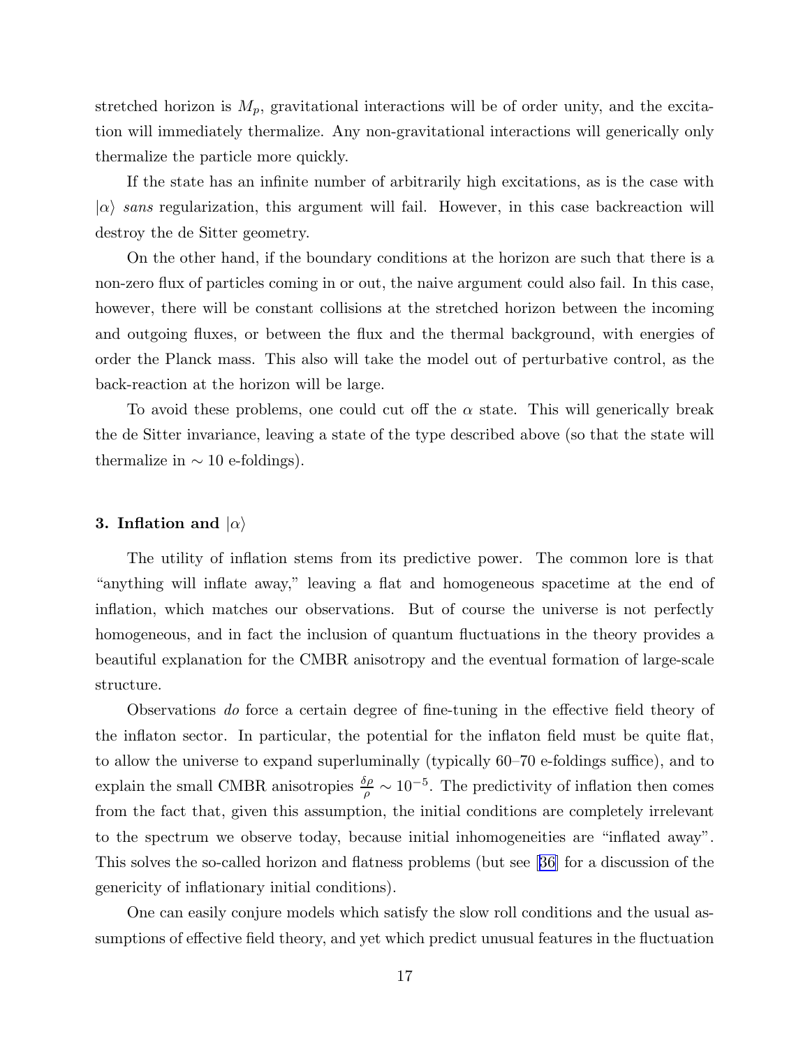stretched horizon is $M_p$, gravitational interactions will be of order unity, and the excitation will immediately thermalize. Any non-gravitational interactions will generically only thermalize the particle more quickly.

If the state has an infinite number of arbitrarily high excitations, as is the case with $|\alpha\rangle$ *sans* regularization, this argument will fail. However, in this case backreaction will destroy the de Sitter geometry.

On the other hand, if the boundary conditions at the horizon are such that there is a non-zero flux of particles coming in or out, the naive argument could also fail. In this case, however, there will be constant collisions at the stretched horizon between the incoming and outgoing fluxes, or between the flux and the thermal background, with energies of order the Planck mass. This also will take the model out of perturbative control, as the back-reaction at the horizon will be large.

To avoid these problems, one could cut off the $\alpha$ state. This will generically break the de Sitter invariance, leaving a state of the type described above (so that the state will thermalize in $\sim 10$ e-foldings).

### 3. Inflation and $|\alpha\rangle$

The utility of inflation stems from its predictive power. The common lore is that "anything will inflate away," leaving a flat and homogeneous spacetime at the end of inflation, which matches our observations. But of course the universe is not perfectly homogeneous, and in fact the inclusion of quantum fluctuations in the theory provides a beautiful explanation for the CMBR anisotropy and the eventual formation of large-scale structure.

Observations *do* force a certain degree of fine-tuning in the effective field theory of the inflaton sector. In particular, the potential for the inflaton field must be quite flat, to allow the universe to expand superluminally (typically 60–70 e-foldings suffice), and to explain the small CMBR anisotropies $\frac{\delta\rho}{\rho} \sim 10^{-5}$. The predictivity of inflation then comes from the fact that, given this assumption, the initial conditions are completely irrelevant to the spectrum we observe today, because initial inhomogeneities are "inflated away". This solves the so-called horizon and flatness problems (but see [36] for a discussion of the genericity of inflationary initial conditions).

One can easily conjure models which satisfy the slow roll conditions and the usual assumptions of effective field theory, and yet which predict unusual features in the fluctuation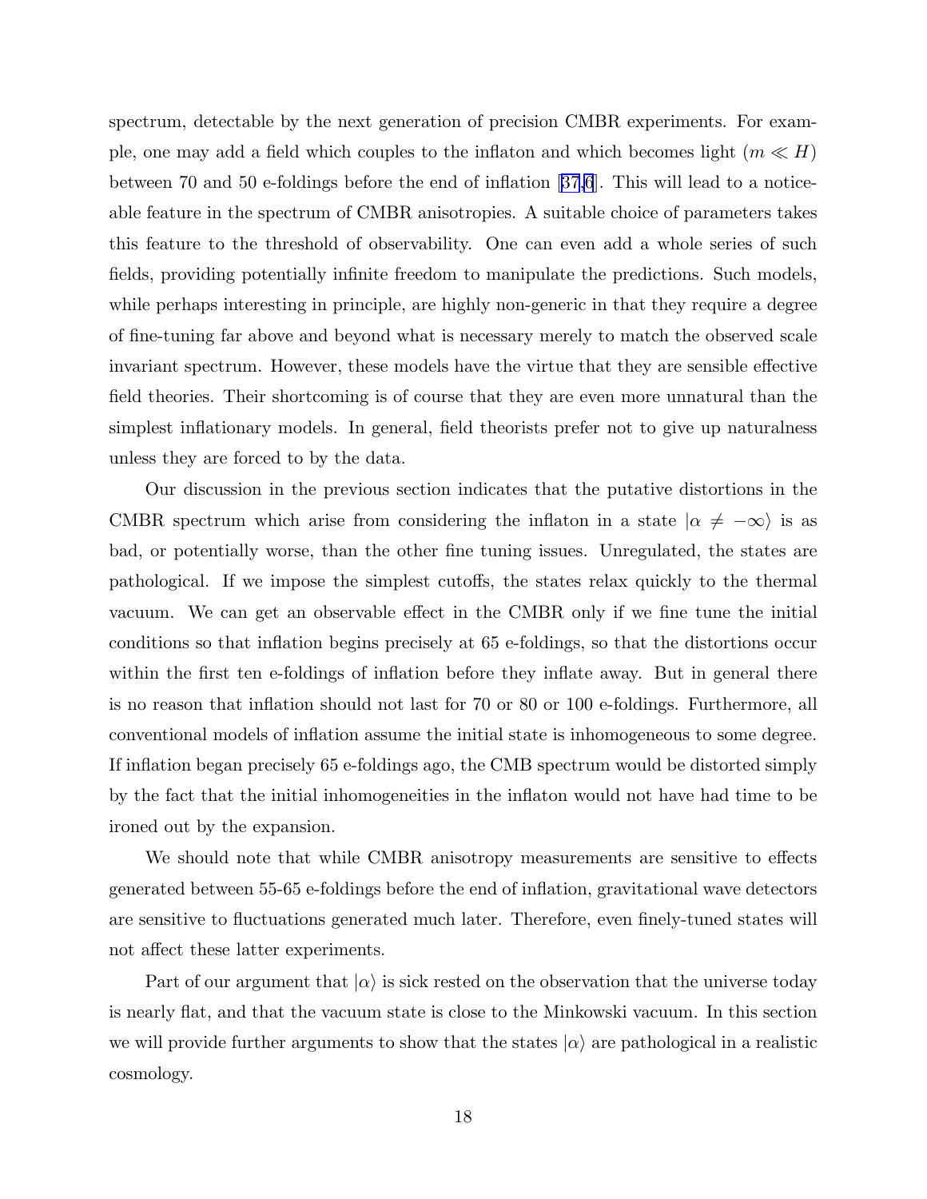spectrum, detectable by the next generation of precision CMBR experiments. For example, one may add a field which couples to the inflaton and which becomes light ($m \ll H$) between 70 and 50 e-foldings before the end of inflation [37,6]. This will lead to a noticeable feature in the spectrum of CMBR anisotropies. A suitable choice of parameters takes this feature to the threshold of observability. One can even add a whole series of such fields, providing potentially infinite freedom to manipulate the predictions. Such models, while perhaps interesting in principle, are highly non-generic in that they require a degree of fine-tuning far above and beyond what is necessary merely to match the observed scale invariant spectrum. However, these models have the virtue that they are sensible effective field theories. Their shortcoming is of course that they are even more unnatural than the simplest inflationary models. In general, field theorists prefer not to give up naturalness unless they are forced to by the data.

Our discussion in the previous section indicates that the putative distortions in the CMBR spectrum which arise from considering the inflaton in a state $|\alpha \neq -\infty\rangle$ is as bad, or potentially worse, than the other fine tuning issues. Unregulated, the states are pathological. If we impose the simplest cutoffs, the states relax quickly to the thermal vacuum. We can get an observable effect in the CMBR only if we fine tune the initial conditions so that inflation begins precisely at 65 e-foldings, so that the distortions occur within the first ten e-foldings of inflation before they inflate away. But in general there is no reason that inflation should not last for 70 or 80 or 100 e-foldings. Furthermore, all conventional models of inflation assume the initial state is inhomogeneous to some degree. If inflation began precisely 65 e-foldings ago, the CMB spectrum would be distorted simply by the fact that the initial inhomogeneities in the inflaton would not have had time to be ironed out by the expansion.

We should note that while CMBR anisotropy measurements are sensitive to effects generated between 55-65 e-foldings before the end of inflation, gravitational wave detectors are sensitive to fluctuations generated much later. Therefore, even finely-tuned states will not affect these latter experiments.

Part of our argument that $|\alpha\rangle$ is sick rested on the observation that the universe today is nearly flat, and that the vacuum state is close to the Minkowski vacuum. In this section we will provide further arguments to show that the states $|\alpha\rangle$ are pathological in a realistic cosmology.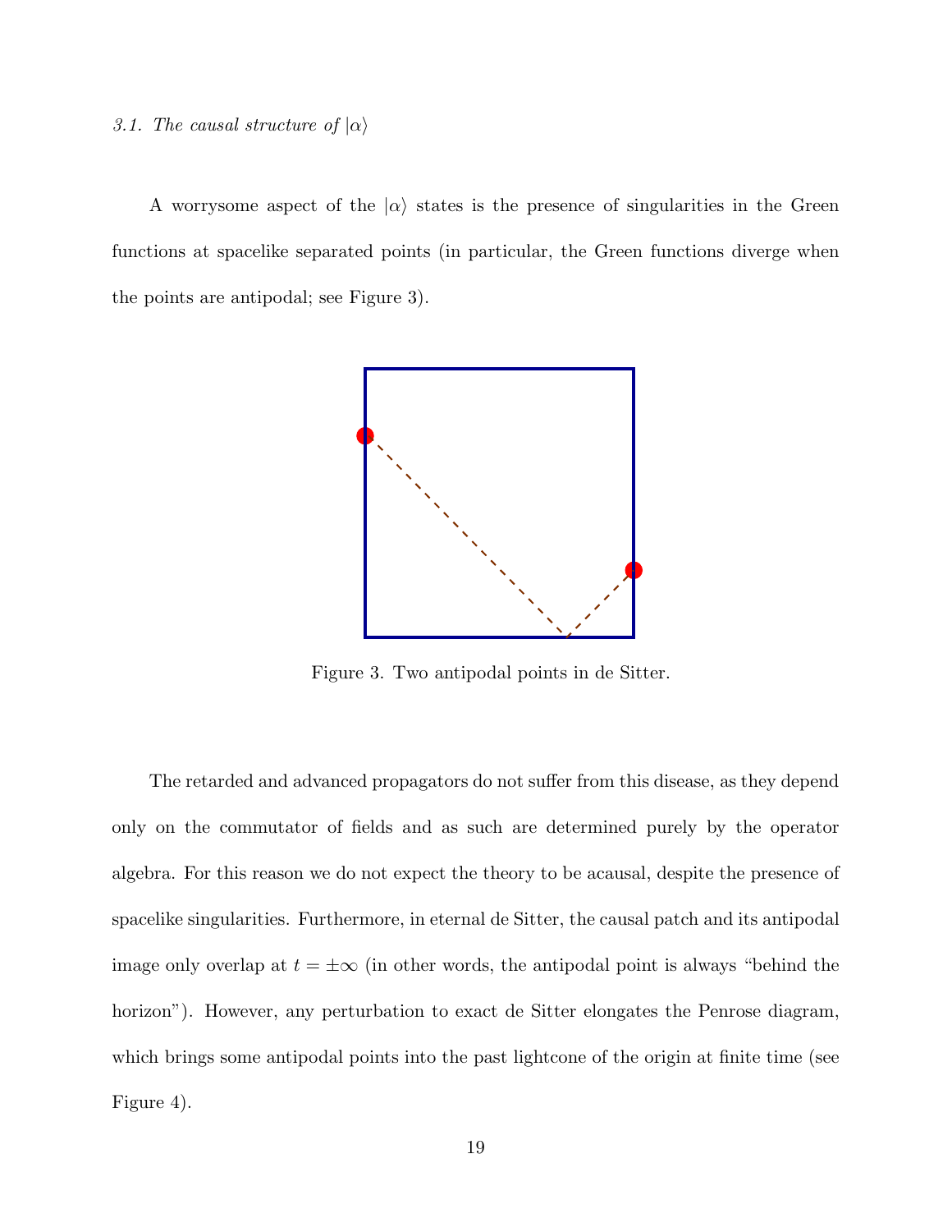*3.1. The causal structure of $|\alpha\rangle$*

A worrysome aspect of the $|\alpha\rangle$ states is the presence of singularities in the Green functions at spacelike separated points (in particular, the Green functions diverge when the points are antipodal; see Figure 3).

Figure 3. Two antipodal points in de Sitter.

The retarded and advanced propagators do not suffer from this disease, as they depend only on the commutator of fields and as such are determined purely by the operator algebra. For this reason we do not expect the theory to be acausal, despite the presence of spacelike singularities. Furthermore, in eternal de Sitter, the causal patch and its antipodal image only overlap at $t = \pm\infty$ (in other words, the antipodal point is always "behind the horizon"). However, any perturbation to exact de Sitter elongates the Penrose diagram, which brings some antipodal points into the past lightcone of the origin at finite time (see Figure 4).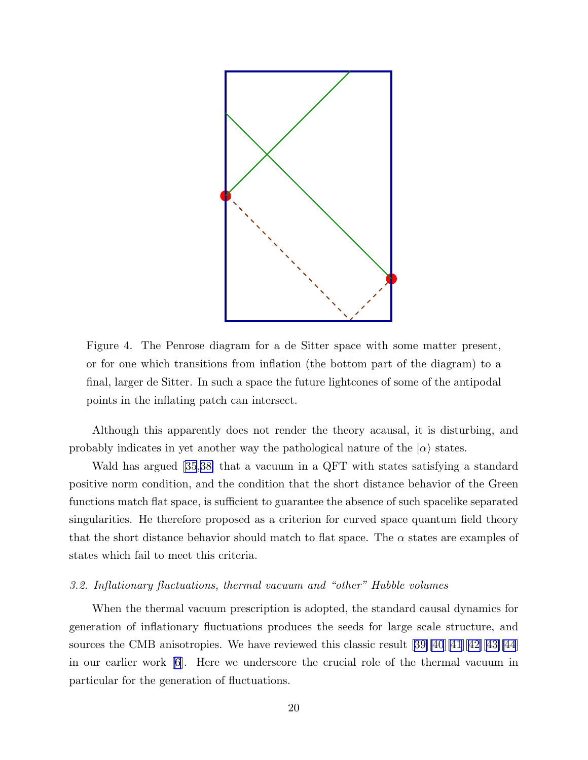Figure 4. The Penrose diagram for a de Sitter space with some matter present, or for one which transitions from inflation (the bottom part of the diagram) to a final, larger de Sitter. In such a space the future lightcones of some of the antipodal points in the inflating patch can intersect.

Although this apparently does not render the theory acausal, it is disturbing, and probably indicates in yet another way the pathological nature of the $|\alpha\rangle$ states.

Wald has argued [35,38] that a vacuum in a QFT with states satisfying a standard positive norm condition, and the condition that the short distance behavior of the Green functions match flat space, is sufficient to guarantee the absence of such spacelike separated singularities. He therefore proposed as a criterion for curved space quantum field theory that the short distance behavior should match to flat space. The $\alpha$ states are examples of states which fail to meet this criteria.

### *3.2. Inflationary fluctuations, thermal vacuum and "other" Hubble volumes*

When the thermal vacuum prescription is adopted, the standard causal dynamics for generation of inflationary fluctuations produces the seeds for large scale structure, and sources the CMB anisotropies. We have reviewed this classic result [39][40][41][42][43][44] in our earlier work [6]. Here we underscore the crucial role of the thermal vacuum in particular for the generation of fluctuations.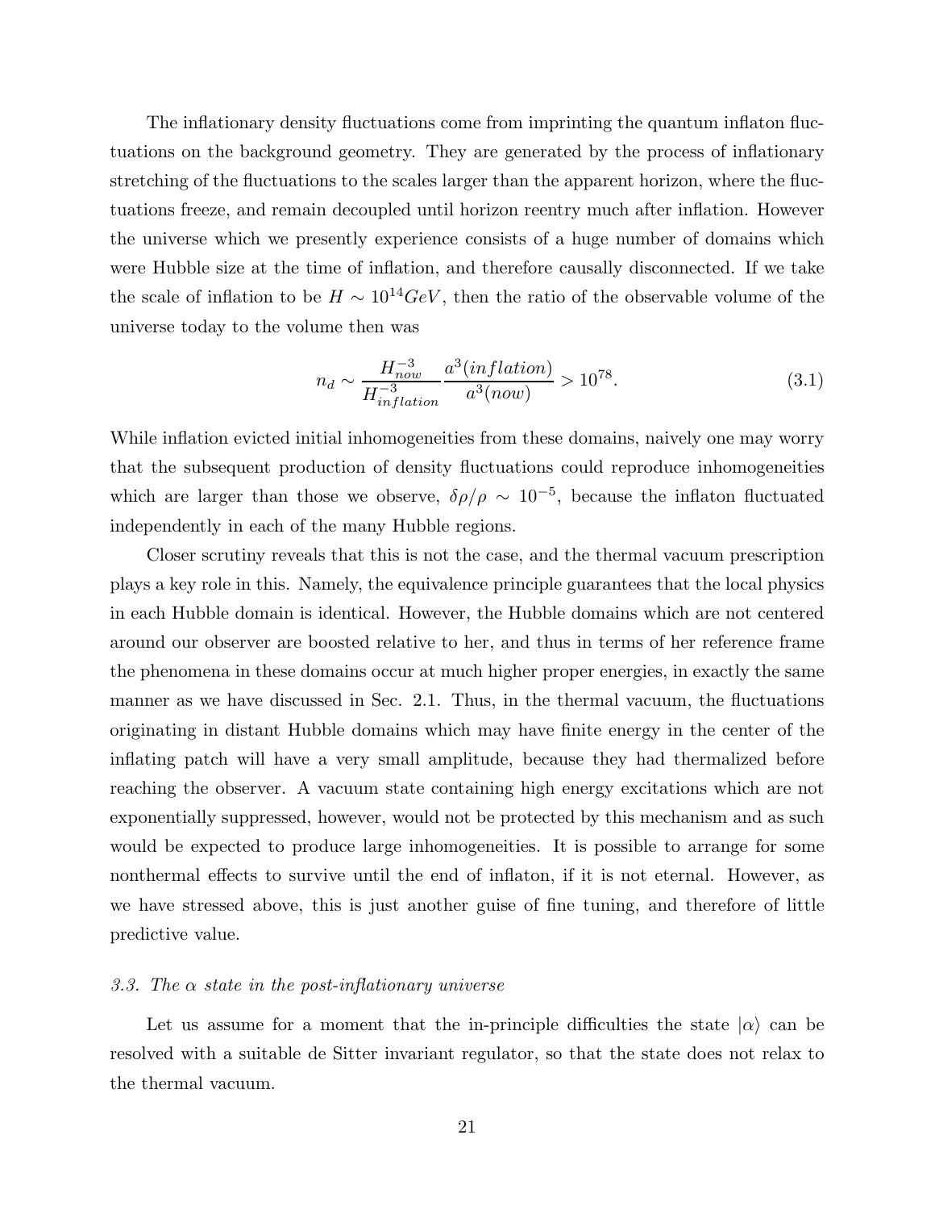The inflationary density fluctuations come from imprinting the quantum inflaton fluctuations on the background geometry. They are generated by the process of inflationary stretching of the fluctuations to the scales larger than the apparent horizon, where the fluctuations freeze, and remain decoupled until horizon reentry much after inflation. However the universe which we presently experience consists of a huge number of domains which were Hubble size at the time of inflation, and therefore causally disconnected. If we take the scale of inflation to be $H \sim 10^{14} GeV$, then the ratio of the observable volume of the universe today to the volume then was

$$n_d \sim \frac{H_{now}^{-3}}{H_{inflation}^{-3}} \frac{a^3(inflation)}{a^3(now)} > 10^{78}. \tag{3.1}$$

While inflation evicted initial inhomogeneities from these domains, naively one may worry that the subsequent production of density fluctuations could reproduce inhomogeneities which are larger than those we observe, $\delta\rho/\rho \sim 10^{-5}$, because the inflaton fluctuated independently in each of the many Hubble regions.

Closer scrutiny reveals that this is not the case, and the thermal vacuum prescription plays a key role in this. Namely, the equivalence principle guarantees that the local physics in each Hubble domain is identical. However, the Hubble domains which are not centered around our observer are boosted relative to her, and thus in terms of her reference frame the phenomena in these domains occur at much higher proper energies, in exactly the same manner as we have discussed in Sec. 2.1. Thus, in the thermal vacuum, the fluctuations originating in distant Hubble domains which may have finite energy in the center of the inflating patch will have a very small amplitude, because they had thermalized before reaching the observer. A vacuum state containing high energy excitations which are not exponentially suppressed, however, would not be protected by this mechanism and as such would be expected to produce large inhomogeneities. It is possible to arrange for some nonthermal effects to survive until the end of inflaton, if it is not eternal. However, as we have stressed above, this is just another guise of fine tuning, and therefore of little predictive value.

### *3.3. The $\alpha$ state in the post-inflationary universe*

Let us assume for a moment that the in-principle difficulties the state $|\alpha\rangle$ can be resolved with a suitable de Sitter invariant regulator, so that the state does not relax to the thermal vacuum.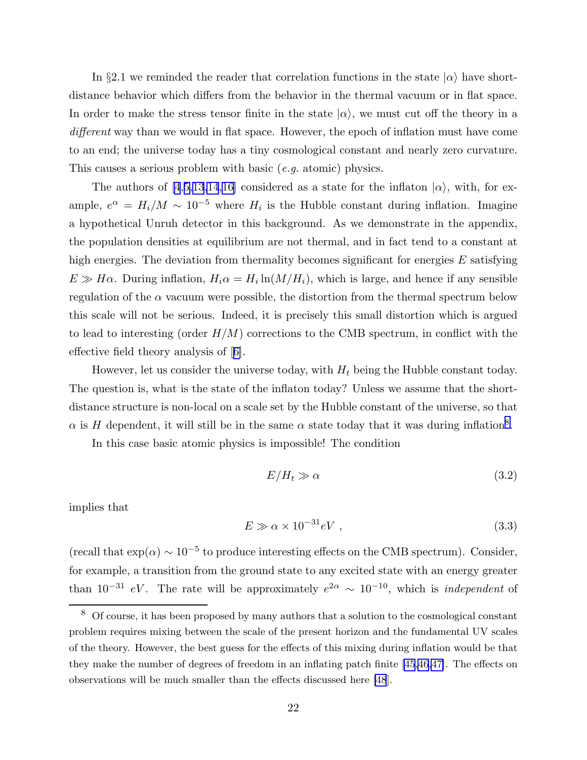In §2.1 we reminded the reader that correlation functions in the state $|\alpha\rangle$ have short-distance behavior which differs from the behavior in the thermal vacuum or in flat space. In order to make the stress tensor finite in the state $|\alpha\rangle$, we must cut off the theory in a *different* way than we would in flat space. However, the epoch of inflation must have come to an end; the universe today has a tiny cosmological constant and nearly zero curvature. This causes a serious problem with basic (*e.g.* atomic) physics.

The authors of [4,5,13,14,16] considered as a state for the inflaton $|\alpha\rangle$, with, for example, $e^{\alpha} = H_i/M \sim 10^{-5}$ where $H_i$ is the Hubble constant during inflation. Imagine a hypothetical Unruh detector in this background. As we demonstrate in the appendix, the population densities at equilibrium are not thermal, and in fact tend to a constant at high energies. The deviation from thermality becomes significant for energies $E$ satisfying $E \gg H\alpha$. During inflation, $H_i\alpha = H_i \ln(M/H_i)$, which is large, and hence if any sensible regulation of the $\alpha$ vacuum were possible, the distortion from the thermal spectrum below this scale will not be serious. Indeed, it is precisely this small distortion which is argued to lead to interesting (order $H/M$) corrections to the CMB spectrum, in conflict with the effective field theory analysis of [6].

However, let us consider the universe today, with $H_t$ being the Hubble constant today. The question is, what is the state of the inflaton today? Unless we assume that the short-distance structure is non-local on a scale set by the Hubble constant of the universe, so that $\alpha$ is $H$ dependent, it will still be in the same $\alpha$ state today that it was during inflation[8].

In this case basic atomic physics is impossible! The condition

$$E/H_t \gg \alpha \tag{3.2}$$

implies that

$$E \gg \alpha \times 10^{-31} eV \ , \tag{3.3}$$

(recall that $\exp(\alpha) \sim 10^{-5}$ to produce interesting effects on the CMB spectrum). Consider, for example, a transition from the ground state to any excited state with an energy greater than $10^{-31}$ $eV$. The rate will be approximately $e^{2\alpha} \sim 10^{-10}$, which is *independent* of

[8] Of course, it has been proposed by many authors that a solution to the cosmological constant problem requires mixing between the scale of the present horizon and the fundamental UV scales of the theory. However, the best guess for the effects of this mixing during inflation would be that they make the number of degrees of freedom in an inflating patch finite [45,46,47]. The effects on observations will be much smaller than the effects discussed here [48].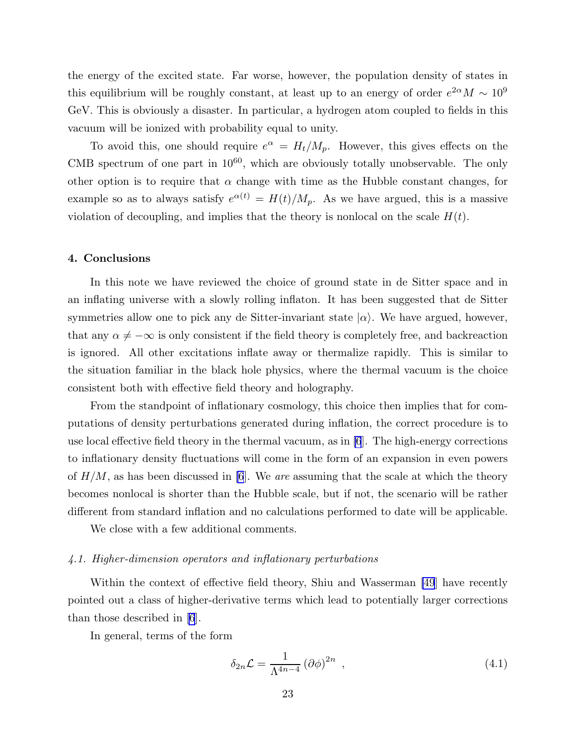the energy of the excited state. Far worse, however, the population density of states in this equilibrium will be roughly constant, at least up to an energy of order $e^{2\alpha}M \sim 10^9$ GeV. This is obviously a disaster. In particular, a hydrogen atom coupled to fields in this vacuum will be ionized with probability equal to unity.

To avoid this, one should require $e^{\alpha} = H_t/M_p$. However, this gives effects on the CMB spectrum of one part in $10^{60}$, which are obviously totally unobservable. The only other option is to require that $\alpha$ change with time as the Hubble constant changes, for example so as to always satisfy $e^{\alpha(t)} = H(t)/M_p$. As we have argued, this is a massive violation of decoupling, and implies that the theory is nonlocal on the scale $H(t)$.

## 4. Conclusions

In this note we have reviewed the choice of ground state in de Sitter space and in an inflating universe with a slowly rolling inflaton. It has been suggested that de Sitter symmetries allow one to pick any de Sitter-invariant state $|\alpha\rangle$. We have argued, however, that any $\alpha \neq -\infty$ is only consistent if the field theory is completely free, and backreaction is ignored. All other excitations inflate away or thermalize rapidly. This is similar to the situation familiar in the black hole physics, where the thermal vacuum is the choice consistent both with effective field theory and holography.

From the standpoint of inflationary cosmology, this choice then implies that for computations of density perturbations generated during inflation, the correct procedure is to use local effective field theory in the thermal vacuum, as in [6]. The high-energy corrections to inflationary density fluctuations will come in the form of an expansion in even powers of $H/M$, as has been discussed in [6]. We *are* assuming that the scale at which the theory becomes nonlocal is shorter than the Hubble scale, but if not, the scenario will be rather different from standard inflation and no calculations performed to date will be applicable.

We close with a few additional comments.

### *4.1. Higher-dimension operators and inflationary perturbations*

Within the context of effective field theory, Shiu and Wasserman [49] have recently pointed out a class of higher-derivative terms which lead to potentially larger corrections than those described in [6].

In general, terms of the form

$$\delta_{2n}\mathcal{L} = \frac{1}{\Lambda^{4n-4}} \left(\partial\phi\right)^{2n} \ , \tag{4.1}$$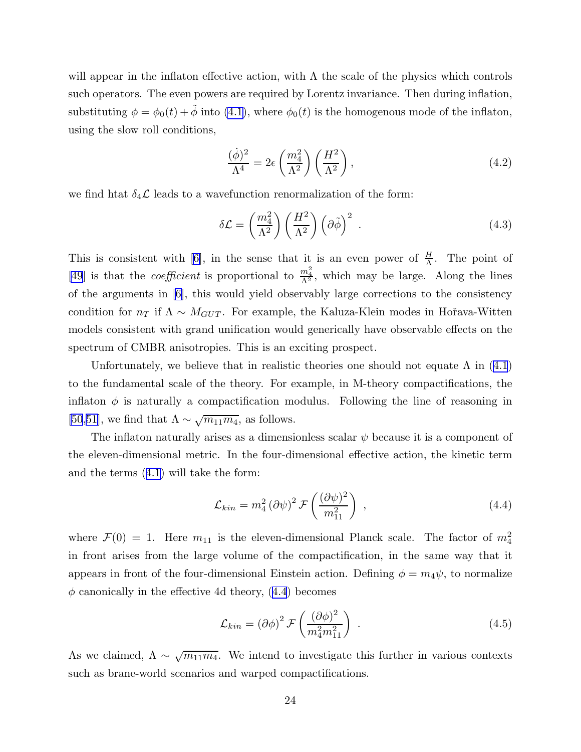will appear in the inflaton effective action, with $\Lambda$ the scale of the physics which controls such operators. The even powers are required by Lorentz invariance. Then during inflation, substituting $\phi = \phi_0(t) + \tilde{\phi}$ into (4.1), where $\phi_0(t)$ is the homogenous mode of the inflaton, using the slow roll conditions,

$$\frac{(\dot{\phi})^2}{\Lambda^4} = 2\epsilon \left(\frac{m_4^2}{\Lambda^2}\right)\left(\frac{H^2}{\Lambda^2}\right), \tag{4.2}$$

we find htat $\delta_4 \mathcal{L}$ leads to a wavefunction renormalization of the form:

$$\delta\mathcal{L} = \left(\frac{m_4^2}{\Lambda^2}\right)\left(\frac{H^2}{\Lambda^2}\right)\left(\partial\tilde{\phi}\right)^2 \ . \tag{4.3}$$

This is consistent with [6], in the sense that it is an even power of $\frac{H}{\Lambda}$. The point of [49] is that the *coefficient* is proportional to $\frac{m_4^2}{\Lambda^2}$, which may be large. Along the lines of the arguments in [6], this would yield observably large corrections to the consistency condition for $n_T$ if $\Lambda \sim M_{GUT}$. For example, the Kaluza-Klein modes in Hořava-Witten models consistent with grand unification would generically have observable effects on the spectrum of CMBR anisotropies. This is an exciting prospect.

Unfortunately, we believe that in realistic theories one should not equate $\Lambda$ in (4.1) to the fundamental scale of the theory. For example, in M-theory compactifications, the inflaton $\phi$ is naturally a compactification modulus. Following the line of reasoning in [50,51], we find that $\Lambda \sim \sqrt{m_{11} m_4}$, as follows.

The inflaton naturally arises as a dimensionless scalar $\psi$ because it is a component of the eleven-dimensional metric. In the four-dimensional effective action, the kinetic term and the terms (4.1) will take the form:

$$\mathcal{L}_{kin} = m_4^2 \left(\partial\psi\right)^2 \mathcal{F}\left(\frac{(\partial\psi)^2}{m_{11}^2}\right) \ , \tag{4.4}$$

where $\mathcal{F}(0) = 1$. Here $m_{11}$ is the eleven-dimensional Planck scale. The factor of $m_4^2$ in front arises from the large volume of the compactification, in the same way that it appears in front of the four-dimensional Einstein action. Defining $\phi = m_4\psi$, to normalize $\phi$ canonically in the effective 4d theory, (4.4) becomes

$$\mathcal{L}_{kin} = \left(\partial\phi\right)^2 \mathcal{F}\left(\frac{(\partial\phi)^2}{m_4^2 m_{11}^2}\right) \ . \tag{4.5}$$

As we claimed, $\Lambda \sim \sqrt{m_{11} m_4}$. We intend to investigate this further in various contexts such as brane-world scenarios and warped compactifications.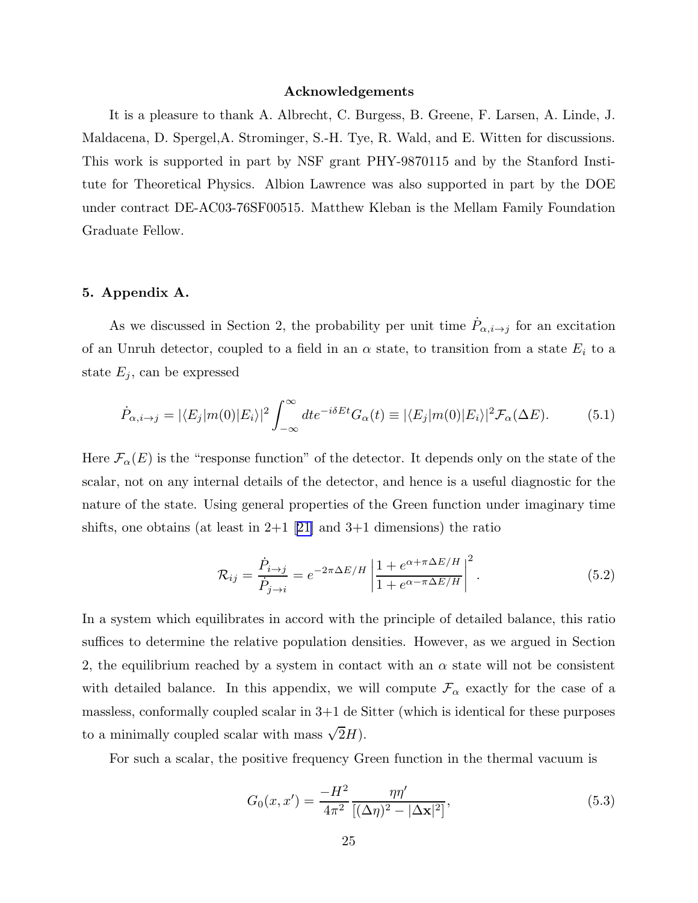### Acknowledgements

It is a pleasure to thank A. Albrecht, C. Burgess, B. Greene, F. Larsen, A. Linde, J. Maldacena, D. Spergel,A. Strominger, S.-H. Tye, R. Wald, and E. Witten for discussions. This work is supported in part by NSF grant PHY-9870115 and by the Stanford Institute for Theoretical Physics. Albion Lawrence was also supported in part by the DOE under contract DE-AC03-76SF00515. Matthew Kleban is the Mellam Family Foundation Graduate Fellow.

## 5. Appendix A.

As we discussed in Section 2, the probability per unit time $\dot{P}_{\alpha,i\to j}$ for an excitation of an Unruh detector, coupled to a field in an $\alpha$ state, to transition from a state $E_i$ to a state $E_j$, can be expressed

$$\dot{P}_{\alpha,i\to j} = |\langle E_j|m(0)|E_i\rangle|^2 \int_{-\infty}^{\infty} dt e^{-i\delta E t} G_\alpha(t) \equiv |\langle E_j|m(0)|E_i\rangle|^2 \mathcal{F}_\alpha(\Delta E). \tag{5.1}$$

Here $\mathcal{F}_\alpha(E)$ is the "response function" of the detector. It depends only on the state of the scalar, not on any internal details of the detector, and hence is a useful diagnostic for the nature of the state. Using general properties of the Green function under imaginary time shifts, one obtains (at least in 2+1 [21] and 3+1 dimensions) the ratio

$$\mathcal{R}_{ij} = \frac{\dot{P}_{i\to j}}{\dot{P}_{j\to i}} = e^{-2\pi\Delta E/H} \left| \frac{1+e^{\alpha+\pi\Delta E/H}}{1+e^{\alpha-\pi\Delta E/H}} \right|^2. \tag{5.2}$$

In a system which equilibrates in accord with the principle of detailed balance, this ratio suffices to determine the relative population densities. However, as we argued in Section 2, the equilibrium reached by a system in contact with an $\alpha$ state will not be consistent with detailed balance. In this appendix, we will compute $\mathcal{F}_\alpha$ exactly for the case of a massless, conformally coupled scalar in 3+1 de Sitter (which is identical for these purposes to a minimally coupled scalar with mass $\sqrt{2}H$).

For such a scalar, the positive frequency Green function in the thermal vacuum is

$$G_0(x,x') = \frac{-H^2}{4\pi^2} \frac{\eta\eta'}{[(\Delta\eta)^2 - |\Delta\mathbf{x}|^2]}, \tag{5.3}$$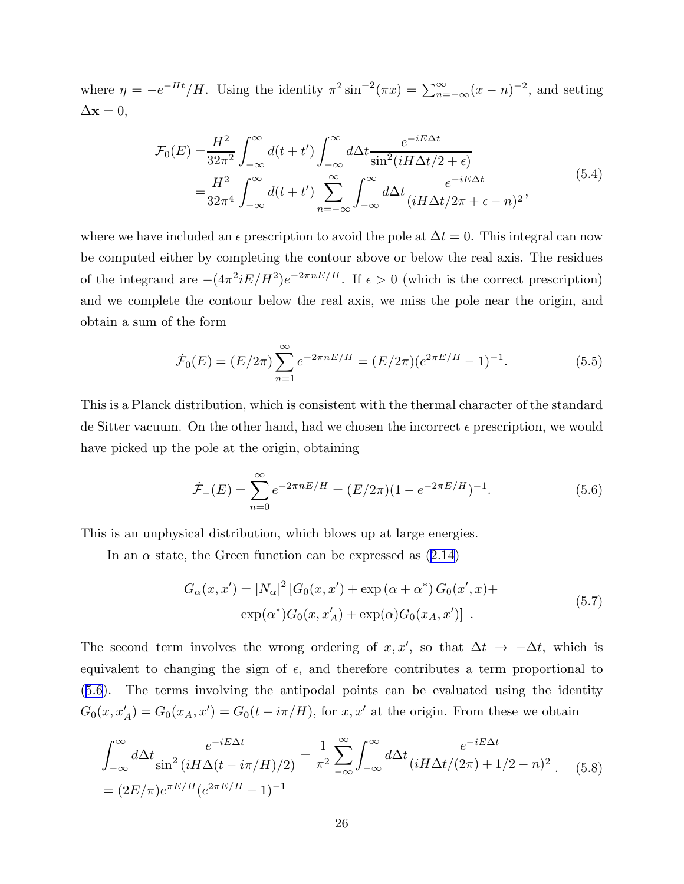where $\eta = -e^{-Ht}/H$. Using the identity $\pi^2 \sin^{-2}(\pi x) = \sum_{n=-\infty}^{\infty}(x-n)^{-2}$, and setting $\Delta\mathbf{x} = 0$,

$$
\begin{aligned}
\mathcal{F}_0(E) =& \frac{H^2}{32\pi^2}\int_{-\infty}^{\infty} d(t+t')\int_{-\infty}^{\infty} d\Delta t \frac{e^{-iE\Delta t}}{\sin^2(iH\Delta t/2+\epsilon)} \\
=& \frac{H^2}{32\pi^4}\int_{-\infty}^{\infty} d(t+t')\sum_{n=-\infty}^{\infty}\int_{-\infty}^{\infty} d\Delta t \frac{e^{-iE\Delta t}}{(iH\Delta t/2\pi+\epsilon-n)^2},
\end{aligned}
\tag{5.4}
$$

where we have included an $\epsilon$ prescription to avoid the pole at $\Delta t = 0$. This integral can now be computed either by completing the contour above or below the real axis. The residues of the integrand are $-(4\pi^2 iE/H^2)e^{-2\pi nE/H}$. If $\epsilon > 0$ (which is the correct prescription) and we complete the contour below the real axis, we miss the pole near the origin, and obtain a sum of the form

$$
\dot{\mathcal{F}}_0(E) = (E/2\pi)\sum_{n=1}^{\infty} e^{-2\pi nE/H} = (E/2\pi)(e^{2\pi E/H}-1)^{-1}. \tag{5.5}
$$

This is a Planck distribution, which is consistent with the thermal character of the standard de Sitter vacuum. On the other hand, had we chosen the incorrect $\epsilon$ prescription, we would have picked up the pole at the origin, obtaining

$$
\dot{\mathcal{F}}_-(E) = \sum_{n=0}^{\infty} e^{-2\pi nE/H} = (E/2\pi)(1-e^{-2\pi E/H})^{-1}. \tag{5.6}
$$

This is an unphysical distribution, which blows up at large energies.

In an $\alpha$ state, the Green function can be expressed as (2.14)

$$
\begin{aligned}
G_\alpha(x,x') = |N_\alpha|^2 \left[G_0(x,x') + \exp\left(\alpha+\alpha^*\right) G_0(x',x) + \right. \\
\left. \exp(\alpha^*) G_0(x,x'_A) + \exp(\alpha) G_0(x_A,x')\right] \ .
\end{aligned}
\tag{5.7}
$$

The second term involves the wrong ordering of $x, x'$, so that $\Delta t \to -\Delta t$, which is equivalent to changing the sign of $\epsilon$, and therefore contributes a term proportional to (5.6). The terms involving the antipodal points can be evaluated using the identity $G_0(x,x'_A) = G_0(x_A,x') = G_0(t - i\pi/H)$, for $x, x'$ at the origin. From these we obtain

$$
\begin{aligned}
&\int_{-\infty}^{\infty} d\Delta t \frac{e^{-iE\Delta t}}{\sin^2\left(iH\Delta(t-i\pi/H)/2\right)} = \frac{1}{\pi^2}\sum_{-\infty}^{\infty}\int_{-\infty}^{\infty} d\Delta t \frac{e^{-iE\Delta t}}{(iH\Delta t/(2\pi)+1/2-n)^2} \\
&= (2E/\pi)e^{\pi E/H}(e^{2\pi E/H}-1)^{-1}
\end{aligned}
\tag{5.8}
$$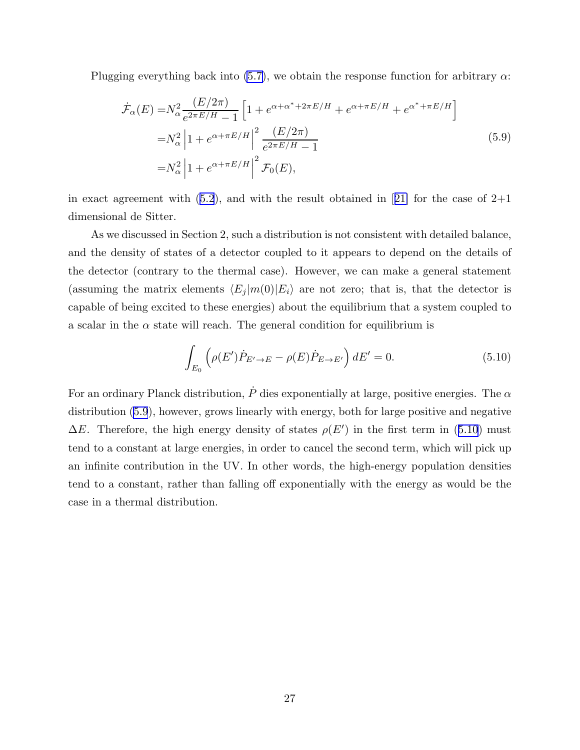Plugging everything back into (5.7), we obtain the response function for arbitrary $\alpha$:

$$
\begin{aligned}
\dot{\mathcal{F}}_\alpha(E) =& N_\alpha^2 \frac{(E/2\pi)}{e^{2\pi E/H}-1}\left[1+e^{\alpha+\alpha^*+2\pi E/H}+e^{\alpha+\pi E/H}+e^{\alpha^*+\pi E/H}\right] \\
=& N_\alpha^2 \left|1+e^{\alpha+\pi E/H}\right|^2 \frac{(E/2\pi)}{e^{2\pi E/H}-1} \\
=& N_\alpha^2 \left|1+e^{\alpha+\pi E/H}\right|^2 \mathcal{F}_0(E),
\end{aligned}
\tag{5.9}
$$

in exact agreement with (5.2), and with the result obtained in [21] for the case of 2+1 dimensional de Sitter.

As we discussed in Section 2, such a distribution is not consistent with detailed balance, and the density of states of a detector coupled to it appears to depend on the details of the detector (contrary to the thermal case). However, we can make a general statement (assuming the matrix elements $\langle E_j|m(0)|E_i\rangle$ are not zero; that is, that the detector is capable of being excited to these energies) about the equilibrium that a system coupled to a scalar in the $\alpha$ state will reach. The general condition for equilibrium is

$$
\int_{E_0} \left(\rho(E')\dot{P}_{E'\to E} - \rho(E)\dot{P}_{E\to E'}\right) dE' = 0. \tag{5.10}
$$

For an ordinary Planck distribution, $\dot{P}$ dies exponentially at large, positive energies. The $\alpha$ distribution (5.9), however, grows linearly with energy, both for large positive and negative $\Delta E$. Therefore, the high energy density of states $\rho(E')$ in the first term in (5.10) must tend to a constant at large energies, in order to cancel the second term, which will pick up an infinite contribution in the UV. In other words, the high-energy population densities tend to a constant, rather than falling off exponentially with the energy as would be the case in a thermal distribution.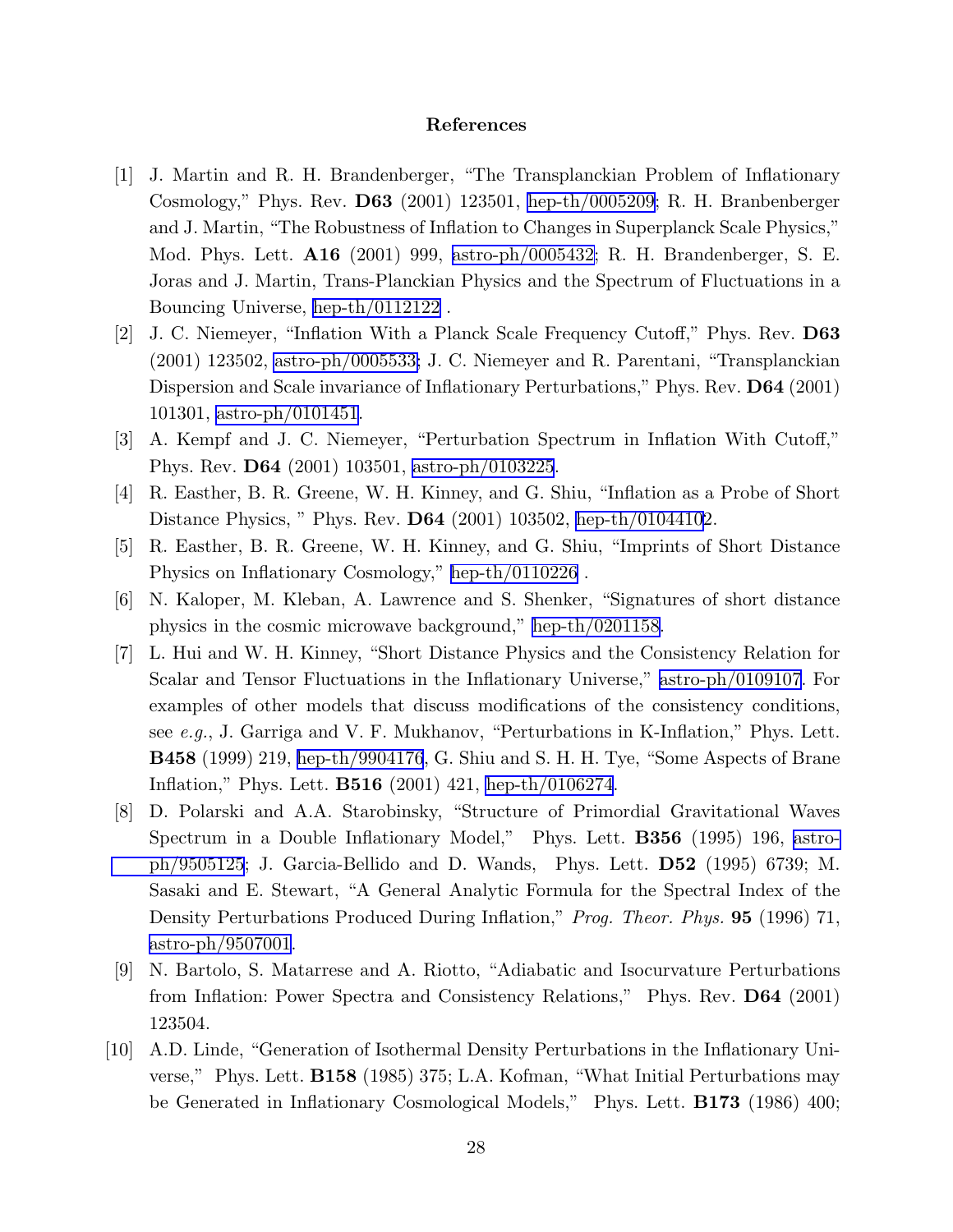## References

[1] J. Martin and R. H. Brandenberger, "The Transplanckian Problem of Inflationary Cosmology," Phys. Rev. **D63** (2001) 123501, hep-th/0005209; R. H. Branbenberger and J. Martin, "The Robustness of Inflation to Changes in Superplanck Scale Physics," Mod. Phys. Lett. **A16** (2001) 999, astro-ph/0005432; R. H. Brandenberger, S. E. Joras and J. Martin, Trans-Planckian Physics and the Spectrum of Fluctuations in a Bouncing Universe, hep-th/0112122 .

[2] J. C. Niemeyer, "Inflation With a Planck Scale Frequency Cutoff," Phys. Rev. **D63** (2001) 123502, astro-ph/0005533; J. C. Niemeyer and R. Parentani, "Transplanckian Dispersion and Scale invariance of Inflationary Perturbations," Phys. Rev. **D64** (2001) 101301, astro-ph/0101451.

[3] A. Kempf and J. C. Niemeyer, "Perturbation Spectrum in Inflation With Cutoff," Phys. Rev. **D64** (2001) 103501, astro-ph/0103225.

[4] R. Easther, B. R. Greene, W. H. Kinney, and G. Shiu, "Inflation as a Probe of Short Distance Physics, " Phys. Rev. **D64** (2001) 103502, hep-th/0104102.

[5] R. Easther, B. R. Greene, W. H. Kinney, and G. Shiu, "Imprints of Short Distance Physics on Inflationary Cosmology," hep-th/0110226 .

[6] N. Kaloper, M. Kleban, A. Lawrence and S. Shenker, "Signatures of short distance physics in the cosmic microwave background," hep-th/0201158.

[7] L. Hui and W. H. Kinney, "Short Distance Physics and the Consistency Relation for Scalar and Tensor Fluctuations in the Inflationary Universe," astro-ph/0109107. For examples of other models that discuss modifications of the consistency conditions, see *e.g.*, J. Garriga and V. F. Mukhanov, "Perturbations in K-Inflation," Phys. Lett. **B458** (1999) 219, hep-th/9904176, G. Shiu and S. H. H. Tye, "Some Aspects of Brane Inflation," Phys. Lett. **B516** (2001) 421, hep-th/0106274.

[8] D. Polarski and A.A. Starobinsky, "Structure of Primordial Gravitational Waves Spectrum in a Double Inflationary Model," Phys. Lett. **B356** (1995) 196, astro-ph/9505125; J. Garcia-Bellido and D. Wands, Phys. Lett. **D52** (1995) 6739; M. Sasaki and E. Stewart, "A General Analytic Formula for the Spectral Index of the Density Perturbations Produced During Inflation," *Prog. Theor. Phys.* **95** (1996) 71, astro-ph/9507001.

[9] N. Bartolo, S. Matarrese and A. Riotto, "Adiabatic and Isocurvature Perturbations from Inflation: Power Spectra and Consistency Relations," Phys. Rev. **D64** (2001) 123504.

[10] A.D. Linde, "Generation of Isothermal Density Perturbations in the Inflationary Universe," Phys. Lett. **B158** (1985) 375; L.A. Kofman, "What Initial Perturbations may be Generated in Inflationary Cosmological Models," Phys. Lett. **B173** (1986) 400;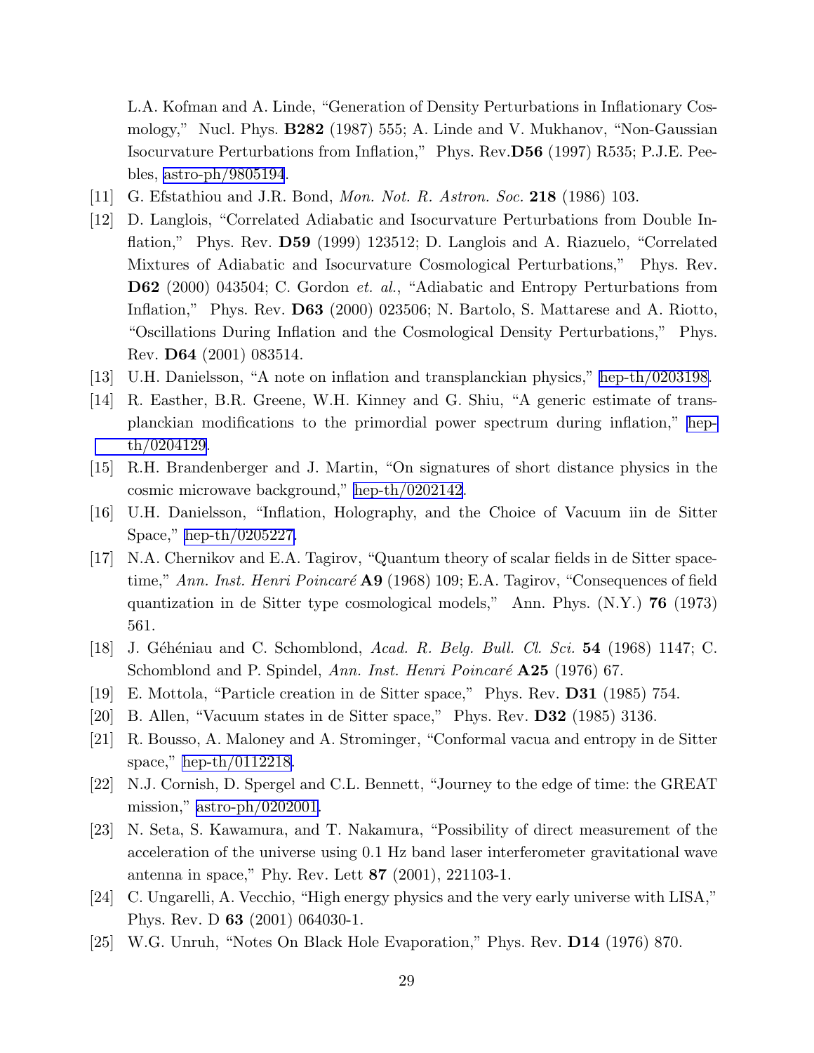L.A. Kofman and A. Linde, "Generation of Density Perturbations in Inflationary Cosmology," Nucl. Phys. **B282** (1987) 555; A. Linde and V. Mukhanov, "Non-Gaussian Isocurvature Perturbations from Inflation," Phys. Rev.**D56** (1997) R535; P.J.E. Peebles, astro-ph/9805194.

[11] G. Efstathiou and J.R. Bond, *Mon. Not. R. Astron. Soc.* **218** (1986) 103.

[12] D. Langlois, "Correlated Adiabatic and Isocurvature Perturbations from Double Inflation," Phys. Rev. **D59** (1999) 123512; D. Langlois and A. Riazuelo, "Correlated Mixtures of Adiabatic and Isocurvature Cosmological Perturbations," Phys. Rev. **D62** (2000) 043504; C. Gordon *et. al.*, "Adiabatic and Entropy Perturbations from Inflation," Phys. Rev. **D63** (2000) 023506; N. Bartolo, S. Mattarese and A. Riotto, "Oscillations During Inflation and the Cosmological Density Perturbations," Phys. Rev. **D64** (2001) 083514.

[13] U.H. Danielsson, "A note on inflation and transplanckian physics," hep-th/0203198.

[14] R. Easther, B.R. Greene, W.H. Kinney and G. Shiu, "A generic estimate of transplanckian modifications to the primordial power spectrum during inflation," hep-th/0204129.

[15] R.H. Brandenberger and J. Martin, "On signatures of short distance physics in the cosmic microwave background," hep-th/0202142.

[16] U.H. Danielsson, "Inflation, Holography, and the Choice of Vacuum iin de Sitter Space," hep-th/0205227.

[17] N.A. Chernikov and E.A. Tagirov, "Quantum theory of scalar fields in de Sitter spacetime," *Ann. Inst. Henri Poincaré* **A9** (1968) 109; E.A. Tagirov, "Consequences of field quantization in de Sitter type cosmological models," Ann. Phys. (N.Y.) **76** (1973) 561.

[18] J. Géhéniau and C. Schomblond, *Acad. R. Belg. Bull. Cl. Sci.* **54** (1968) 1147; C. Schomblond and P. Spindel, *Ann. Inst. Henri Poincaré* **A25** (1976) 67.

[19] E. Mottola, "Particle creation in de Sitter space," Phys. Rev. **D31** (1985) 754.

[20] B. Allen, "Vacuum states in de Sitter space," Phys. Rev. **D32** (1985) 3136.

[21] R. Bousso, A. Maloney and A. Strominger, "Conformal vacua and entropy in de Sitter space," hep-th/0112218.

[22] N.J. Cornish, D. Spergel and C.L. Bennett, "Journey to the edge of time: the GREAT mission," astro-ph/0202001.

[23] N. Seta, S. Kawamura, and T. Nakamura, "Possibility of direct measurement of the acceleration of the universe using 0.1 Hz band laser interferometer gravitational wave antenna in space," Phy. Rev. Lett **87** (2001), 221103-1.

[24] C. Ungarelli, A. Vecchio, "High energy physics and the very early universe with LISA," Phys. Rev. D **63** (2001) 064030-1.

[25] W.G. Unruh, "Notes On Black Hole Evaporation," Phys. Rev. **D14** (1976) 870.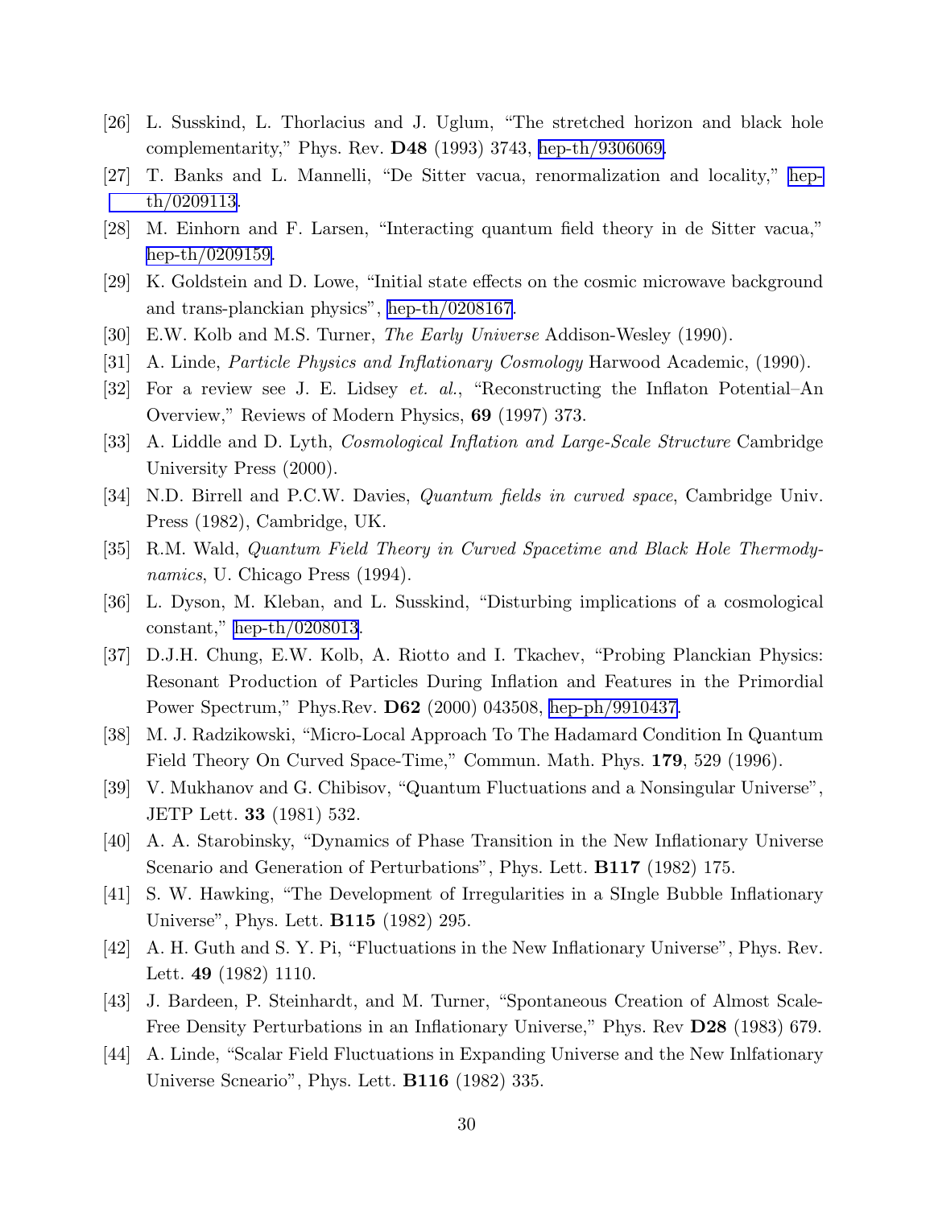[26] L. Susskind, L. Thorlacius and J. Uglum, "The stretched horizon and black hole complementarity," Phys. Rev. **D48** (1993) 3743, hep-th/9306069.

[27] T. Banks and L. Mannelli, "De Sitter vacua, renormalization and locality," hep-th/0209113.

[28] M. Einhorn and F. Larsen, "Interacting quantum field theory in de Sitter vacua," hep-th/0209159.

[29] K. Goldstein and D. Lowe, "Initial state effects on the cosmic microwave background and trans-planckian physics", hep-th/0208167.

[30] E.W. Kolb and M.S. Turner, *The Early Universe* Addison-Wesley (1990).

[31] A. Linde, *Particle Physics and Inflationary Cosmology* Harwood Academic, (1990).

[32] For a review see J. E. Lidsey *et. al.*, "Reconstructing the Inflaton Potential–An Overview," Reviews of Modern Physics, **69** (1997) 373.

[33] A. Liddle and D. Lyth, *Cosmological Inflation and Large-Scale Structure* Cambridge University Press (2000).

[34] N.D. Birrell and P.C.W. Davies, *Quantum fields in curved space*, Cambridge Univ. Press (1982), Cambridge, UK.

[35] R.M. Wald, *Quantum Field Theory in Curved Spacetime and Black Hole Thermodynamics*, U. Chicago Press (1994).

[36] L. Dyson, M. Kleban, and L. Susskind, "Disturbing implications of a cosmological constant," hep-th/0208013.

[37] D.J.H. Chung, E.W. Kolb, A. Riotto and I. Tkachev, "Probing Planckian Physics: Resonant Production of Particles During Inflation and Features in the Primordial Power Spectrum," Phys.Rev. **D62** (2000) 043508, hep-ph/9910437.

[38] M. J. Radzikowski, "Micro-Local Approach To The Hadamard Condition In Quantum Field Theory On Curved Space-Time," Commun. Math. Phys. **179**, 529 (1996).

[39] V. Mukhanov and G. Chibisov, "Quantum Fluctuations and a Nonsingular Universe", JETP Lett. **33** (1981) 532.

[40] A. A. Starobinsky, "Dynamics of Phase Transition in the New Inflationary Universe Scenario and Generation of Perturbations", Phys. Lett. **B117** (1982) 175.

[41] S. W. Hawking, "The Development of Irregularities in a SIngle Bubble Inflationary Universe", Phys. Lett. **B115** (1982) 295.

[42] A. H. Guth and S. Y. Pi, "Fluctuations in the New Inflationary Universe", Phys. Rev. Lett. **49** (1982) 1110.

[43] J. Bardeen, P. Steinhardt, and M. Turner, "Spontaneous Creation of Almost Scale-Free Density Perturbations in an Inflationary Universe," Phys. Rev **D28** (1983) 679.

[44] A. Linde, "Scalar Field Fluctuations in Expanding Universe and the New Inlfationary Universe Scneario", Phys. Lett. **B116** (1982) 335.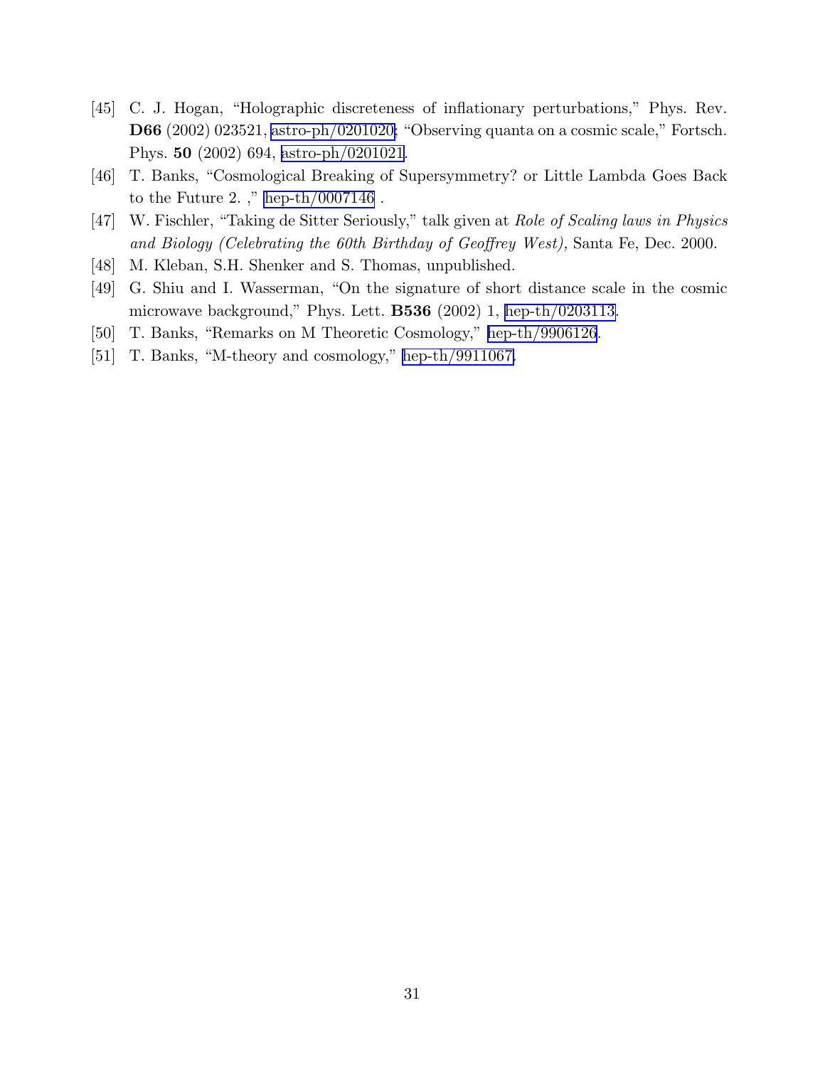[45] C. J. Hogan, "Holographic discreteness of inflationary perturbations," Phys. Rev. **D66** (2002) 023521, astro-ph/0201020; "Observing quanta on a cosmic scale," Fortsch. Phys. **50** (2002) 694, astro-ph/0201021.

[46] T. Banks, "Cosmological Breaking of Supersymmetry? or Little Lambda Goes Back to the Future 2. ," hep-th/0007146 .

[47] W. Fischler, "Taking de Sitter Seriously," talk given at *Role of Scaling laws in Physics and Biology (Celebrating the 60th Birthday of Geoffrey West),* Santa Fe, Dec. 2000.

[48] M. Kleban, S.H. Shenker and S. Thomas, unpublished.

[49] G. Shiu and I. Wasserman, "On the signature of short distance scale in the cosmic microwave background," Phys. Lett. **B536** (2002) 1, hep-th/0203113.

[50] T. Banks, "Remarks on M Theoretic Cosmology," hep-th/9906126.

[51] T. Banks, "M-theory and cosmology," hep-th/9911067.